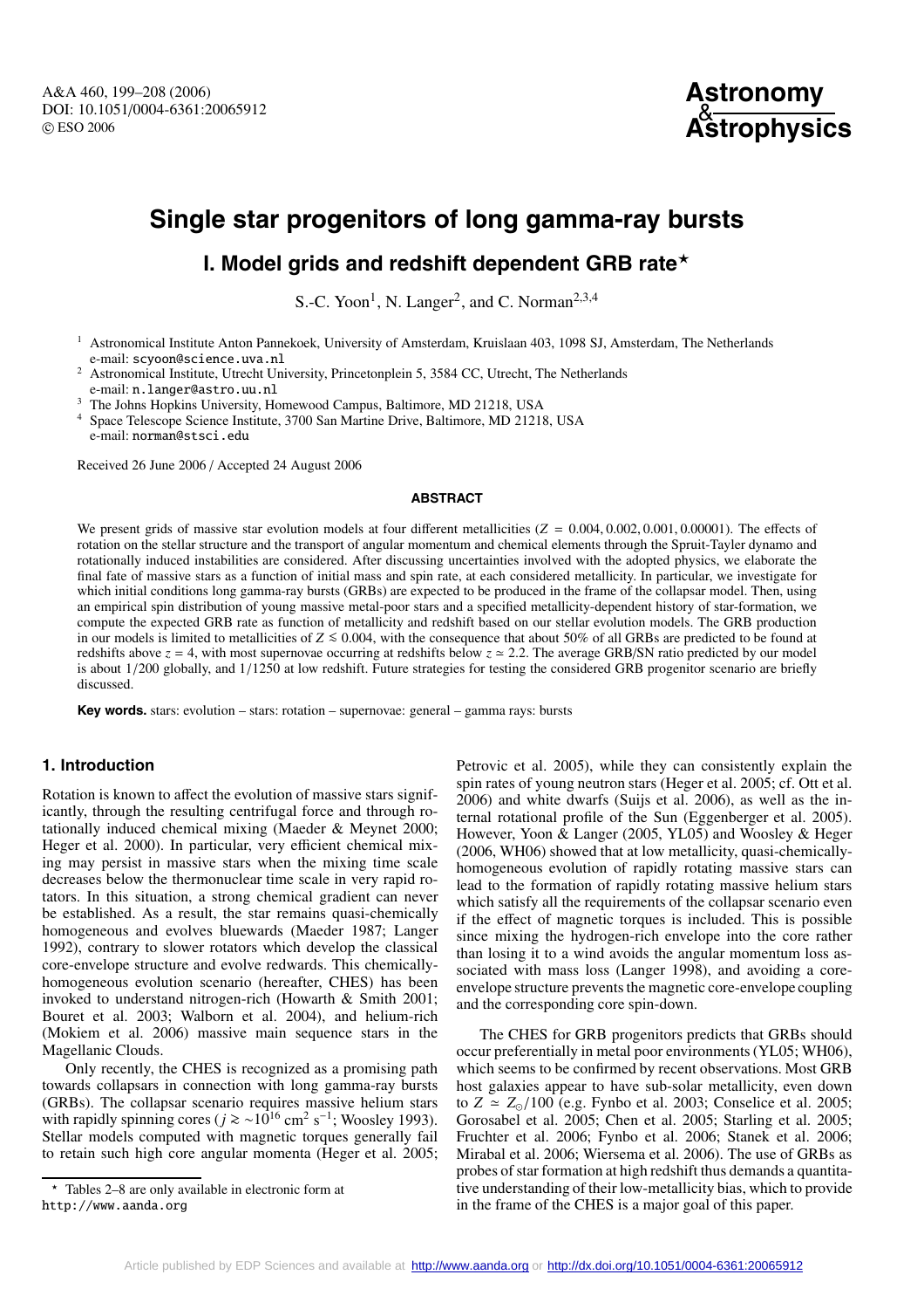# Single star progenitors of long gamma-ray bursts

## I. Model grids and redshift dependent GRB rate*

S.-C. Yoon[1], N. Langer[2], and C. Norman[2,3,4]

[1] Astronomical Institute Anton Pannekoek, University of Amsterdam, Kruislaan 403, 1098 SJ, Amsterdam, The Netherlands
e-mail: scyoon@science.uva.nl

[2] Astronomical Institute, Utrecht University, Princetonplein 5, 3584 CC, Utrecht, The Netherlands
e-mail: n.langer@astro.uu.nl

[3] The Johns Hopkins University, Homewood Campus, Baltimore, MD 21218, USA

[4] Space Telescope Science Institute, 3700 San Martine Drive, Baltimore, MD 21218, USA
e-mail: norman@stsci.edu

Received 26 June 2006 / Accepted 24 August 2006

### ABSTRACT

We present grids of massive star evolution models at four different metallicities ($Z$ = 0.004, 0.002, 0.001, 0.00001). The effects of rotation on the stellar structure and the transport of angular momentum and chemical elements through the Spruit-Tayler dynamo and rotationally induced instabilities are considered. After discussing uncertainties involved with the adopted physics, we elaborate the final fate of massive stars as a function of initial mass and spin rate, at each considered metallicity. In particular, we investigate for which initial conditions long gamma-ray bursts (GRBs) are expected to be produced in the frame of the collapsar model. Then, using an empirical spin distribution of young massive metal-poor stars and a specified metallicity-dependent history of star-formation, we compute the expected GRB rate as function of metallicity and redshift based on our stellar evolution models. The GRB production in our models is limited to metallicities of $Z \lesssim 0.004$, with the consequence that about 50% of all GRBs are predicted to be found at redshifts above $z = 4$, with most supernovae occurring at redshifts below $z \simeq 2.2$. The average GRB/SN ratio predicted by our model is about 1/200 globally, and 1/1250 at low redshift. Future strategies for testing the considered GRB progenitor scenario are briefly discussed.

**Key words.** stars: evolution – stars: rotation – supernovae: general – gamma rays: bursts

## 1. Introduction

Rotation is known to affect the evolution of massive stars significantly, through the resulting centrifugal force and through rotationally induced chemical mixing (Maeder & Meynet 2000; Heger et al. 2000). In particular, very efficient chemical mixing may persist in massive stars when the mixing time scale decreases below the thermonuclear time scale in very rapid rotators. In this situation, a strong chemical gradient can never be established. As a result, the star remains quasi-chemically homogeneous and evolves bluewards (Maeder 1987; Langer 1992), contrary to slower rotators which develop the classical core-envelope structure and evolve redwards. This chemically-homogeneous evolution scenario (hereafter, CHES) has been invoked to understand nitrogen-rich (Howarth & Smith 2001; Bouret et al. 2003; Walborn et al. 2004), and helium-rich (Mokiem et al. 2006) massive main sequence stars in the Magellanic Clouds.

Only recently, the CHES is recognized as a promising path towards collapsars in connection with long gamma-ray bursts (GRBs). The collapsar scenario requires massive helium stars with rapidly spinning cores ($j \gtrsim \sim 10^{16}$ cm$^2$ s$^{-1}$; Woosley 1993). Stellar models computed with magnetic torques generally fail to retain such high core angular momenta (Heger et al. 2005; Petrovic et al. 2005), while they can consistently explain the spin rates of young neutron stars (Heger et al. 2005; cf. Ott et al. 2006) and white dwarfs (Suijs et al. 2006), as well as the internal rotational profile of the Sun (Eggenberger et al. 2005). However, Yoon & Langer (2005, YL05) and Woosley & Heger (2006, WH06) showed that at low metallicity, quasi-chemically-homogeneous evolution of rapidly rotating massive stars can lead to the formation of rapidly rotating massive helium stars which satisfy all the requirements of the collapsar scenario even if the effect of magnetic torques is included. This is possible since mixing the hydrogen-rich envelope into the core rather than losing it to a wind avoids the angular momentum loss associated with mass loss (Langer 1998), and avoiding a core-envelope structure prevents the magnetic core-envelope coupling and the corresponding core spin-down.

The CHES for GRB progenitors predicts that GRBs should occur preferentially in metal poor environments (YL05; WH06), which seems to be confirmed by recent observations. Most GRB host galaxies appear to have sub-solar metallicity, even down to $Z \simeq Z_\odot/100$ (e.g. Fynbo et al. 2003; Conselice et al. 2005; Gorosabel et al. 2005; Chen et al. 2005; Starling et al. 2005; Fruchter et al. 2006; Fynbo et al. 2006; Stanek et al. 2006; Mirabal et al. 2006; Wiersema et al. 2006). The use of GRBs as probes of star formation at high redshift thus demands a quantitative understanding of their low-metallicity bias, which to provide in the frame of the CHES is a major goal of this paper.

* Tables 2–8 are only available in electronic form at http://www.aanda.org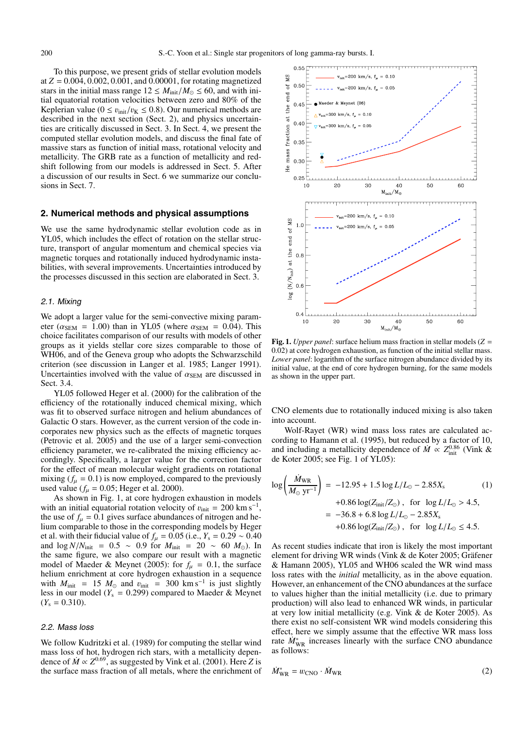To this purpose, we present grids of stellar evolution models at $Z = 0.004, 0.002, 0.001$, and $0.00001$, for rotating magnetized stars in the initial mass range $12 \leq M_{\rm init}/M_\odot \leq 60$, and with initial equatorial rotation velocities between zero and 80% of the Keplerian value ($0 \leq \upsilon_{\rm init}/\upsilon_{\rm K} \leq 0.8$). Our numerical methods are described in the next section (Sect. 2), and physics uncertainties are critically discussed in Sect. 3. In Sect. 4, we present the computed stellar evolution models, and discuss the final fate of massive stars as function of initial mass, rotational velocity and metallicity. The GRB rate as a function of metallicity and redshift following from our models is addressed in Sect. 5. After a discussion of our results in Sect. 6 we summarize our conclusions in Sect. 7.

## 2. Numerical methods and physical assumptions

We use the same hydrodynamic stellar evolution code as in YL05, which includes the effect of rotation on the stellar structure, transport of angular momentum and chemical species via magnetic torques and rotationally induced hydrodynamic instabilities, with several improvements. Uncertainties introduced by the processes discussed in this section are elaborated in Sect. 3.

### 2.1. Mixing

We adopt a larger value for the semi-convective mixing parameter ($\alpha_{\rm SEM} = 1.00$) than in YL05 (where $\alpha_{\rm SEM} = 0.04$). This choice facilitates comparison of our results with models of other groups as it yields stellar core sizes comparable to those of WH06, and of the Geneva group who adopts the Schwarzschild criterion (see discussion in Langer et al. 1985; Langer 1991). Uncertainties involved with the value of $\alpha_{\rm SEM}$ are discussed in Sect. 3.4.

YL05 followed Heger et al. (2000) for the calibration of the efficiency of the rotationally induced chemical mixing, which was fit to observed surface nitrogen and helium abundances of Galactic O stars. However, as the current version of the code incorporates new physics such as the effects of magnetic torques (Petrovic et al. 2005) and the use of a larger semi-convection efficiency parameter, we re-calibrated the mixing efficiency accordingly. Specifically, a larger value for the correction factor for the effect of mean molecular weight gradients on rotational mixing ($f_\mu = 0.1$) is now employed, compared to the previously used value ($f_\mu = 0.05$; Heger et al. 2000).

As shown in Fig. 1, at core hydrogen exhaustion in models with an initial equatorial rotation velocity of $\upsilon_{\rm init} = 200$ km s$^{-1}$, the use of $f_\mu = 0.1$ gives surface abundances of nitrogen and helium comparable to those in the corresponding models by Heger et al. with their fiducial value of $f_\mu = 0.05$ (i.e., $Y_{\rm s} = 0.29 \sim 0.40$ and $\log N/N_{\rm init} = 0.5 \sim 0.9$ for $M_{\rm init} = 20 \sim 60~M_\odot$). In the same figure, we also compare our result with a magnetic model of Maeder & Meynet (2005): for $f_\mu = 0.1$, the surface helium enrichment at core hydrogen exhaustion in a sequence with $M_{\rm init} = 15~M_\odot$ and $\upsilon_{\rm init} = 300$ km s$^{-1}$ is just slightly less in our model ($Y_{\rm s} = 0.299$) compared to Maeder & Meynet ($Y_{\rm s} = 0.310$).

**Fig. 1.** *Upper panel*: surface helium mass fraction in stellar models ($Z = 0.02$) at core hydrogen exhaustion, as function of the initial stellar mass. *Lower panel*: logarithm of the surface nitrogen abundance divided by its initial value, at the end of core hydrogen burning, for the same models as shown in the upper part.

### 2.2. Mass loss

We follow Kudritzki et al. (1989) for computing the stellar wind mass loss of hot, hydrogen rich stars, with a metallicity dependence of $\dot{M} \propto Z^{0.69}$, as suggested by Vink et al. (2001). Here $Z$ is the surface mass fraction of all metals, where the enrichment of CNO elements due to rotationally induced mixing is also taken into account.

Wolf-Rayet (WR) wind mass loss rates are calculated according to Hamann et al. (1995), but reduced by a factor of 10, and including a metallicity dependence of $\dot{M} \propto Z_{\rm init}^{0.86}$ (Vink & de Koter 2005; see Fig. 1 of YL05):

$$
\begin{aligned}
\log\left(\frac{\dot{M}_{\rm WR}}{M_\odot~{\rm yr}^{-1}}\right) &= -12.95 + 1.5\log L/L_\odot - 2.85 X_{\rm s} \\
&\quad +0.86\log(Z_{\rm init}/Z_\odot)\,, \quad \text{for} \quad \log L/L_\odot > 4.5, \\
&= -36.8 + 6.8\log L/L_\odot - 2.85 X_{\rm s} \\
&\quad +0.86\log(Z_{\rm init}/Z_\odot)\,, \quad \text{for} \quad \log L/L_\odot \leq 4.5.
\end{aligned} \tag{1}
$$

As recent studies indicate that iron is likely the most important element for driving WR winds (Vink & de Koter 2005; Gräfener & Hamann 2005), YL05 and WH06 scaled the WR wind mass loss rates with the *initial* metallicity, as in the above equation. However, an enhancement of the CNO abundances at the surface to values higher than the initial metallicity (i.e. due to primary production) will also lead to enhanced WR winds, in particular at very low initial metallicity (e.g. Vink & de Koter 2005). As there exist no self-consistent WR wind models considering this effect, here we simply assume that the effective WR mass loss rate $\dot{M}^{*}_{\rm WR}$ increases linearly with the surface CNO abundance as follows:

$$
\dot{M}^{*}_{\rm WR} = w_{\rm CNO} \cdot \dot{M}_{\rm WR} \tag{2}
$$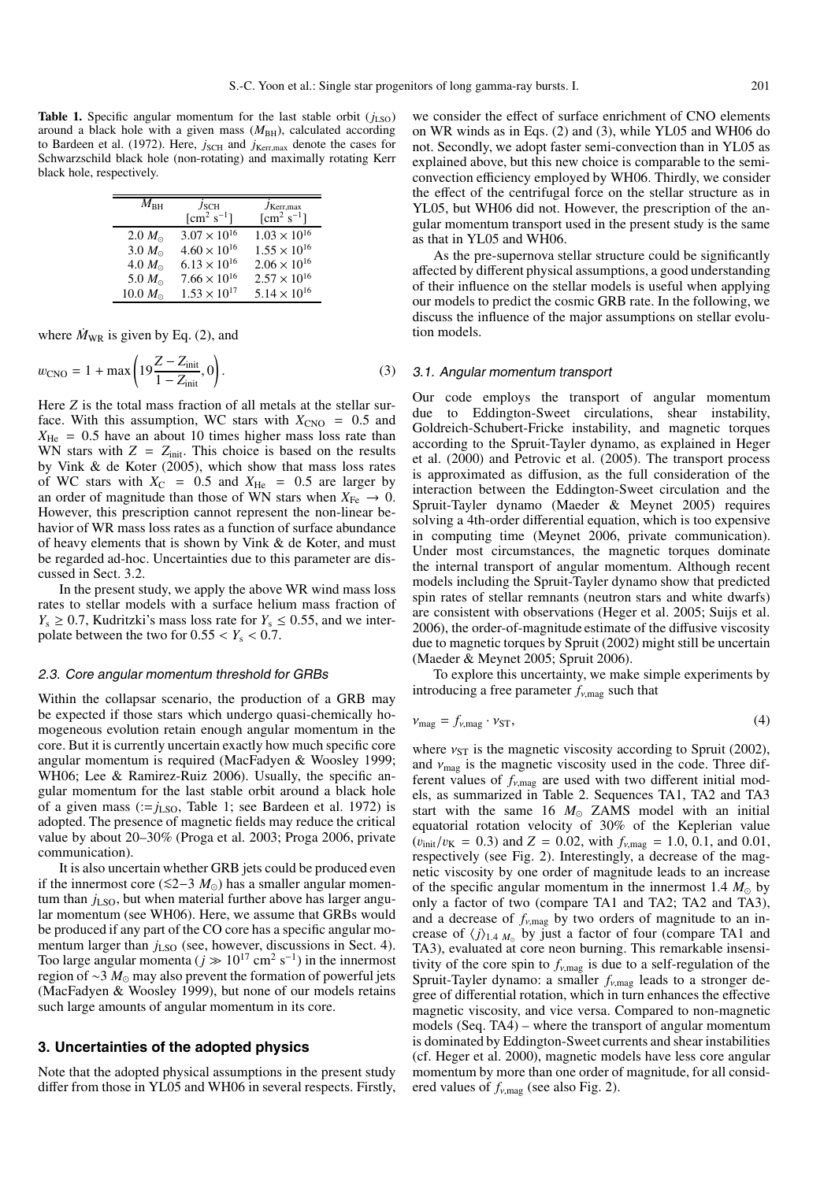**Table 1.** Specific angular momentum for the last stable orbit ($j_{\rm LSO}$) around a black hole with a given mass ($M_{\rm BH}$), calculated according to Bardeen et al. (1972). Here, $j_{\rm SCH}$ and $j_{\rm Kerr,max}$ denote the cases for Schwarzschild black hole (non-rotating) and maximally rotating Kerr black hole, respectively.

| $M_{\rm BH}$ | $j_{\rm SCH}$ [cm$^2$ s$^{-1}$] | $j_{\rm Kerr,max}$ [cm$^2$ s$^{-1}$] |
|---|---|---|
| 2.0 $M_\odot$ | $3.07 \times 10^{16}$ | $1.03 \times 10^{16}$ |
| 3.0 $M_\odot$ | $4.60 \times 10^{16}$ | $1.55 \times 10^{16}$ |
| 4.0 $M_\odot$ | $6.13 \times 10^{16}$ | $2.06 \times 10^{16}$ |
| 5.0 $M_\odot$ | $7.66 \times 10^{16}$ | $2.57 \times 10^{16}$ |
| 10.0 $M_\odot$ | $1.53 \times 10^{17}$ | $5.14 \times 10^{16}$ |

where $\dot{M}_{\rm WR}$ is given by Eq. (2), and

$$w_{\rm CNO} = 1 + \max\left(19\frac{Z - Z_{\rm init}}{1 - Z_{\rm init}}, 0\right). \tag{3}$$

Here $Z$ is the total mass fraction of all metals at the stellar surface. With this assumption, WC stars with $X_{\rm CNO} = 0.5$ and $X_{\rm He} = 0.5$ have an about 10 times higher mass loss rate than WN stars with $Z = Z_{\rm init}$. This choice is based on the results by Vink & de Koter (2005), which show that mass loss rates of WC stars with $X_{\rm C} = 0.5$ and $X_{\rm He} = 0.5$ are larger by an order of magnitude than those of WN stars when $X_{\rm Fe} \rightarrow 0$. However, this prescription cannot represent the non-linear behavior of WR mass loss rates as a function of surface abundance of heavy elements that is shown by Vink & de Koter, and must be regarded ad-hoc. Uncertainties due to this parameter are discussed in Sect. 3.2.

In the present study, we apply the above WR wind mass loss rates to stellar models with a surface helium mass fraction of $Y_{\rm s} \geq 0.7$, Kudritzki's mass loss rate for $Y_{\rm s} \leq 0.55$, and we interpolate between the two for $0.55 < Y_{\rm s} < 0.7$.

### 2.3. Core angular momentum threshold for GRBs

Within the collapsar scenario, the production of a GRB may be expected if those stars which undergo quasi-chemically homogeneous evolution retain enough angular momentum in the core. But it is currently uncertain exactly how much specific core angular momentum is required (MacFadyen & Woosley 1999; WH06; Lee & Ramirez-Ruiz 2006). Usually, the specific angular momentum for the last stable orbit around a black hole of a given mass ($:= j_{\rm LSO}$, Table 1; see Bardeen et al. 1972) is adopted. The presence of magnetic fields may reduce the critical value by about 20–30% (Proga et al. 2003; Proga 2006, private communication).

It is also uncertain whether GRB jets could be produced even if the innermost core ($\lesssim$2−3 $M_\odot$) has a smaller angular momentum than $j_{\rm LSO}$, but when material further above has larger angular momentum (see WH06). Here, we assume that GRBs would be produced if any part of the CO core has a specific angular momentum larger than $j_{\rm LSO}$ (see, however, discussions in Sect. 4). Too large angular momenta ($j \gg 10^{17}$ cm$^2$ s$^{-1}$) in the innermost region of $\sim$3 $M_\odot$ may also prevent the formation of powerful jets (MacFadyen & Woosley 1999), but none of our models retains such large amounts of angular momentum in its core.

## 3. Uncertainties of the adopted physics

Note that the adopted physical assumptions in the present study differ from those in YL05 and WH06 in several respects. Firstly, we consider the effect of surface enrichment of CNO elements on WR winds as in Eqs. (2) and (3), while YL05 and WH06 do not. Secondly, we adopt faster semi-convection than in YL05 as explained above, but this new choice is comparable to the semi-convection efficiency employed by WH06. Thirdly, we consider the effect of the centrifugal force on the stellar structure as in YL05, but WH06 did not. However, the prescription of the angular momentum transport used in the present study is the same as that in YL05 and WH06.

As the pre-supernova stellar structure could be significantly affected by different physical assumptions, a good understanding of their influence on the stellar models is useful when applying our models to predict the cosmic GRB rate. In the following, we discuss the influence of the major assumptions on stellar evolution models.

### 3.1. Angular momentum transport

Our code employs the transport of angular momentum due to Eddington-Sweet circulations, shear instability, Goldreich-Schubert-Fricke instability, and magnetic torques according to the Spruit-Tayler dynamo, as explained in Heger et al. (2000) and Petrovic et al. (2005). The transport process is approximated as diffusion, as the full consideration of the interaction between the Eddington-Sweet circulation and the Spruit-Tayler dynamo (Maeder & Meynet 2005) requires solving a 4th-order differential equation, which is too expensive in computing time (Meynet 2006, private communication). Under most circumstances, the magnetic torques dominate the internal transport of angular momentum. Although recent models including the Spruit-Tayler dynamo show that predicted spin rates of stellar remnants (neutron stars and white dwarfs) are consistent with observations (Heger et al. 2005; Suijs et al. 2006), the order-of-magnitude estimate of the diffusive viscosity due to magnetic torques by Spruit (2002) might still be uncertain (Maeder & Meynet 2005; Spruit 2006).

To explore this uncertainty, we make simple experiments by introducing a free parameter $f_{\nu,\rm mag}$ such that

$$\nu_{\rm mag} = f_{\nu,\rm mag} \cdot \nu_{\rm ST}, \tag{4}$$

where $\nu_{\rm ST}$ is the magnetic viscosity according to Spruit (2002), and $\nu_{\rm mag}$ is the magnetic viscosity used in the code. Three different values of $f_{\nu,\rm mag}$ are used with two different initial models, as summarized in Table 2. Sequences TA1, TA2 and TA3 start with the same 16 $M_\odot$ ZAMS model with an initial equatorial rotation velocity of 30% of the Keplerian value ($v_{\rm init}/v_{\rm K} = 0.3$) and $Z = 0.02$, with $f_{\nu,\rm mag} = 1.0$, 0.1, and 0.01, respectively (see Fig. 2). Interestingly, a decrease of the magnetic viscosity by one order of magnitude leads to an increase of the specific angular momentum in the innermost 1.4 $M_\odot$ by only a factor of two (compare TA1 and TA2; TA2 and TA3), and a decrease of $f_{\nu,\rm mag}$ by two orders of magnitude to an increase of $\langle j \rangle_{1.4\,M_\odot}$ by just a factor of four (compare TA1 and TA3), evaluated at core neon burning. This remarkable insensitivity of the core spin to $f_{\nu,\rm mag}$ is due to a self-regulation of the Spruit-Tayler dynamo: a smaller $f_{\nu,\rm mag}$ leads to a stronger degree of differential rotation, which in turn enhances the effective magnetic viscosity, and vice versa. Compared to non-magnetic models (Seq. TA4) – where the transport of angular momentum is dominated by Eddington-Sweet currents and shear instabilities (cf. Heger et al. 2000), magnetic models have less core angular momentum by more than one order of magnitude, for all considered values of $f_{\nu,\rm mag}$ (see also Fig. 2).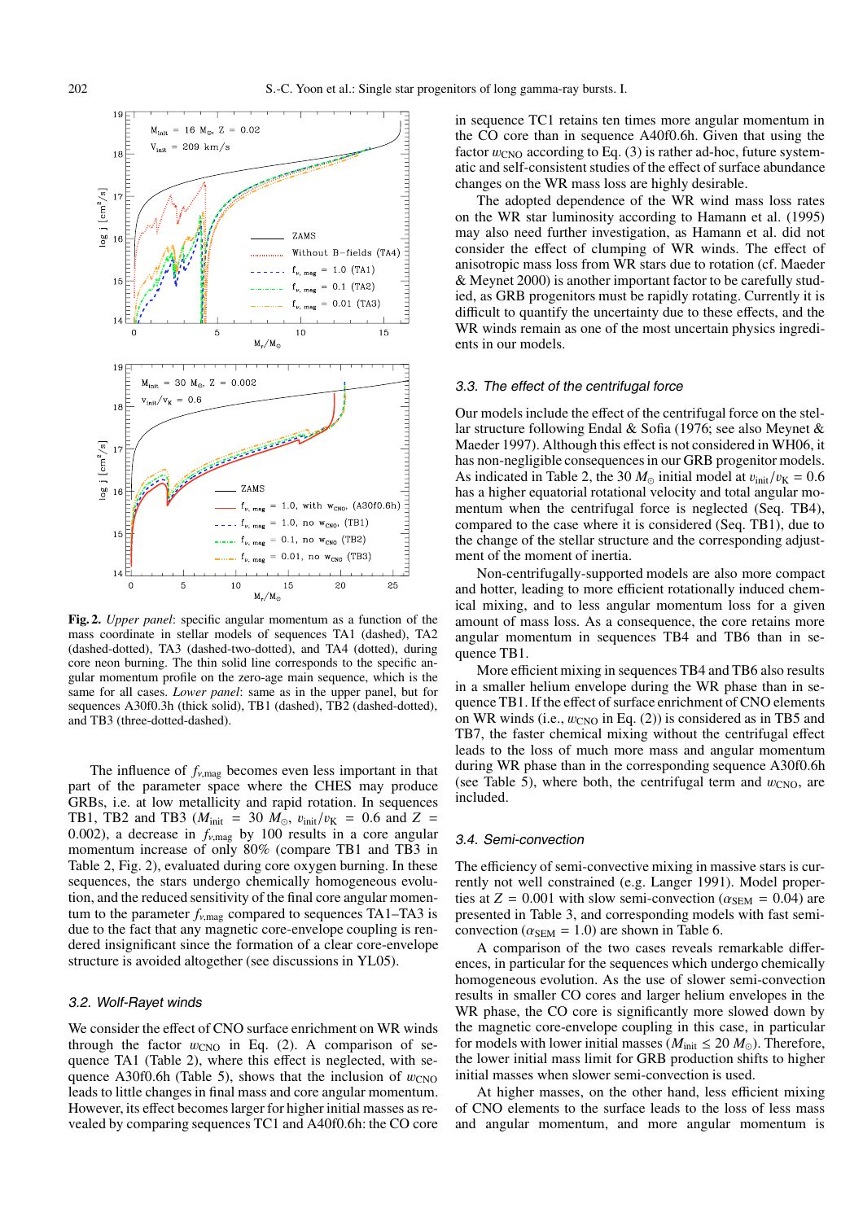**Fig. 2.** *Upper panel*: specific angular momentum as a function of the mass coordinate in stellar models of sequences TA1 (dashed), TA2 (dashed-dotted), TA3 (dashed-two-dotted), and TA4 (dotted), during core neon burning. The thin solid line corresponds to the specific angular momentum profile on the zero-age main sequence, which is the same for all cases. *Lower panel*: same as in the upper panel, but for sequences A30f0.3h (thick solid), TB1 (dashed), TB2 (dashed-dotted), and TB3 (three-dotted-dashed).

The influence of $f_{\nu,\mathrm{mag}}$ becomes even less important in that part of the parameter space where the CHES may produce GRBs, i.e. at low metallicity and rapid rotation. In sequences TB1, TB2 and TB3 ($M_{\mathrm{init}} = 30\ M_{\odot}$, $v_{\mathrm{init}}/v_{\mathrm{K}} = 0.6$ and $Z = 0.002$), a decrease in $f_{\nu,\mathrm{mag}}$ by 100 results in a core angular momentum increase of only 80% (compare TB1 and TB3 in Table 2, Fig. 2), evaluated during core oxygen burning. In these sequences, the stars undergo chemically homogeneous evolution, and the reduced sensitivity of the final core angular momentum to the parameter $f_{\nu,\mathrm{mag}}$ compared to sequences TA1–TA3 is due to the fact that any magnetic core-envelope coupling is rendered insignificant since the formation of a clear core-envelope structure is avoided altogether (see discussions in YL05).

### 3.2. Wolf-Rayet winds

We consider the effect of CNO surface enrichment on WR winds through the factor $w_{\mathrm{CNO}}$ in Eq. (2). A comparison of sequence TA1 (Table 2), where this effect is neglected, with sequence A30f0.6h (Table 5), shows that the inclusion of $w_{\mathrm{CNO}}$ leads to little changes in final mass and core angular momentum. However, its effect becomes larger for higher initial masses as revealed by comparing sequences TC1 and A40f0.6h: the CO core in sequence TC1 retains ten times more angular momentum in the CO core than in sequence A40f0.6h. Given that using the factor $w_{\mathrm{CNO}}$ according to Eq. (3) is rather ad-hoc, future systematic and self-consistent studies of the effect of surface abundance changes on the WR mass loss are highly desirable.

The adopted dependence of the WR wind mass loss rates on the WR star luminosity according to Hamann et al. (1995) may also need further investigation, as Hamann et al. did not consider the effect of clumping of WR winds. The effect of anisotropic mass loss from WR stars due to rotation (cf. Maeder & Meynet 2000) is another important factor to be carefully studied, as GRB progenitors must be rapidly rotating. Currently it is difficult to quantify the uncertainty due to these effects, and the WR winds remain as one of the most uncertain physics ingredients in our models.

### 3.3. The effect of the centrifugal force

Our models include the effect of the centrifugal force on the stellar structure following Endal & Sofia (1976; see also Meynet & Maeder 1997). Although this effect is not considered in WH06, it has non-negligible consequences in our GRB progenitor models. As indicated in Table 2, the 30 $M_{\odot}$ initial model at $v_{\mathrm{init}}/v_{\mathrm{K}} = 0.6$ has a higher equatorial rotational velocity and total angular momentum when the centrifugal force is neglected (Seq. TB4), compared to the case where it is considered (Seq. TB1), due to the change of the stellar structure and the corresponding adjustment of the moment of inertia.

Non-centrifugally-supported models are also more compact and hotter, leading to more efficient rotationally induced chemical mixing, and to less angular momentum loss for a given amount of mass loss. As a consequence, the core retains more angular momentum in sequences TB4 and TB6 than in sequence TB1.

More efficient mixing in sequences TB4 and TB6 also results in a smaller helium envelope during the WR phase than in sequence TB1. If the effect of surface enrichment of CNO elements on WR winds (i.e., $w_{\mathrm{CNO}}$ in Eq. (2)) is considered as in TB5 and TB7, the faster chemical mixing without the centrifugal effect leads to the loss of much more mass and angular momentum during WR phase than in the corresponding sequence A30f0.6h (see Table 5), where both, the centrifugal term and $w_{\mathrm{CNO}}$, are included.

### 3.4. Semi-convection

The efficiency of semi-convective mixing in massive stars is currently not well constrained (e.g. Langer 1991). Model properties at $Z = 0.001$ with slow semi-convection ($\alpha_{\mathrm{SEM}} = 0.04$) are presented in Table 3, and corresponding models with fast semi-convection ($\alpha_{\mathrm{SEM}} = 1.0$) are shown in Table 6.

A comparison of the two cases reveals remarkable differences, in particular for the sequences which undergo chemically homogeneous evolution. As the use of slower semi-convection results in smaller CO cores and larger helium envelopes in the WR phase, the CO core is significantly more slowed down by the magnetic core-envelope coupling in this case, in particular for models with lower initial masses ($M_{\mathrm{init}} \lesssim 20\ M_{\odot}$). Therefore, the lower initial mass limit for GRB production shifts to higher initial masses when slower semi-convection is used.

At higher masses, on the other hand, less efficient mixing of CNO elements to the surface leads to the loss of less mass and angular momentum, and more angular momentum is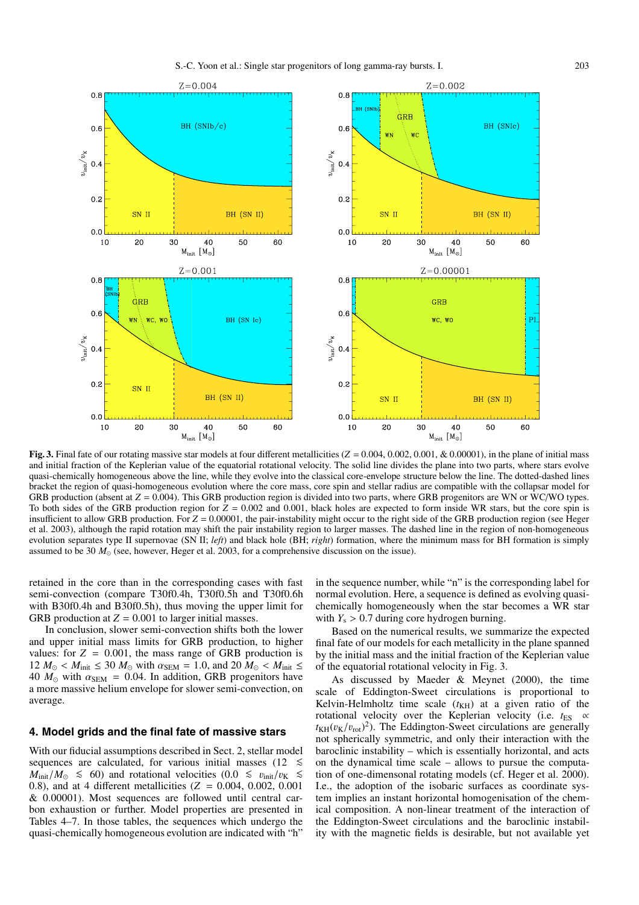**Fig. 3.** Final fate of our rotating massive star models at four different metallicities ($Z$ = 0.004, 0.002, 0.001, & 0.00001), in the plane of initial mass and initial fraction of the Keplerian value of the equatorial rotational velocity. The solid line divides the plane into two parts, where stars evolve quasi-chemically homogeneous above the line, while they evolve into the classical core-envelope structure below the line. The dotted-dashed lines bracket the region of quasi-homogeneous evolution where the core mass, core spin and stellar radius are compatible with the collapsar model for GRB production (absent at $Z$ = 0.004). This GRB production region is divided into two parts, where GRB progenitors are WN or WC/WO types. To both sides of the GRB production region for $Z$ = 0.002 and 0.001, black holes are expected to form inside WR stars, but the core spin is insufficient to allow GRB production. For $Z$ = 0.00001, the pair-instability might occur to the right side of the GRB production region (see Heger et al. 2003), although the rapid rotation may shift the pair instability region to larger masses. The dashed line in the region of non-homogeneous evolution separates type II supernovae (SN II; *left*) and black hole (BH; *right*) formation, where the minimum mass for BH formation is simply assumed to be 30 $M_\odot$ (see, however, Heger et al. 2003, for a comprehensive discussion on the issue).

retained in the core than in the corresponding cases with fast semi-convection (compare T30f0.4h, T30f0.5h and T30f0.6h with B30f0.4h and B30f0.5h), thus moving the upper limit for GRB production at $Z$ = 0.001 to larger initial masses.

In conclusion, slower semi-convection shifts both the lower and upper initial mass limits for GRB production, to higher values: for $Z$ = 0.001, the mass range of GRB production is 12 $M_\odot < M_{\rm init} \leq$ 30 $M_\odot$ with $\alpha_{\rm SEM}$ = 1.0, and 20 $M_\odot < M_{\rm init} \leq$ 40 $M_\odot$ with $\alpha_{\rm SEM}$ = 0.04. In addition, GRB progenitors have a more massive helium envelope for slower semi-convection, on average.

## 4. Model grids and the final fate of massive stars

With our fiducial assumptions described in Sect. 2, stellar model sequences are calculated, for various initial masses ($12 \lesssim M_{\rm init}/M_\odot \lesssim 60$) and rotational velocities ($0.0 \lesssim v_{\rm init}/v_{\rm K} \lesssim 0.8$), and at 4 different metallicities ($Z$ = 0.004, 0.002, 0.001 & 0.00001). Most sequences are followed until central carbon exhaustion or further. Model properties are presented in Tables 4–7. In those tables, the sequences which undergo the quasi-chemically homogeneous evolution are indicated with "h" in the sequence number, while "n" is the corresponding label for normal evolution. Here, a sequence is defined as evolving quasi-chemically homogeneously when the star becomes a WR star with $Y_{\rm s} > 0.7$ during core hydrogen burning.

Based on the numerical results, we summarize the expected final fate of our models for each metallicity in the plane spanned by the initial mass and the initial fraction of the Keplerian value of the equatorial rotational velocity in Fig. 3.

As discussed by Maeder & Meynet (2000), the time scale of Eddington-Sweet circulations is proportional to Kelvin-Helmholtz time scale ($t_{\rm KH}$) at a given ratio of the rotational velocity over the Keplerian velocity (i.e. $t_{\rm ES} \propto t_{\rm KH}(v_{\rm K}/v_{\rm rot})^2$). The Eddington-Sweet circulations are generally not spherically symmetric, and only their interaction with the baroclinic instability – which is essentially horizontal, and acts on the dynamical time scale – allows to pursue the computation of one-dimensonal rotating models (cf. Heger et al. 2000). I.e., the adoption of the isobaric surfaces as coordinate system implies an instant horizontal homogenisation of the chemical composition. A non-linear treatment of the interaction of the Eddington-Sweet circulations and the baroclinic instability with the magnetic fields is desirable, but not available yet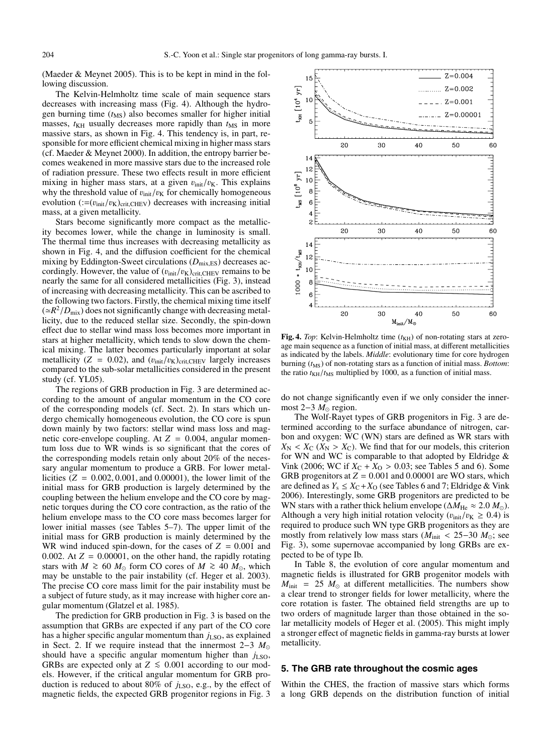(Maeder & Meynet 2005). This is to be kept in mind in the following discussion.

The Kelvin-Helmholtz time scale of main sequence stars decreases with increasing mass (Fig. 4). Although the hydrogen burning time ($t_{\rm MS}$) also becomes smaller for higher initial masses, $t_{\rm KH}$ usually decreases more rapidly than $t_{\rm MS}$ in more massive stars, as shown in Fig. 4. This tendency is, in part, responsible for more efficient chemical mixing in higher mass stars (cf. Maeder & Meynet 2000). In addition, the entropy barrier becomes weakened in more massive stars due to the increased role of radiation pressure. These two effects result in more efficient mixing in higher mass stars, at a given $v_{\rm init}/v_{\rm K}$. This explains why the threshold value of $v_{\rm init}/v_{\rm K}$ for chemically homogeneous evolution ($:=(v_{\rm init}/v_{\rm K})_{\rm crit,CHEV}$) decreases with increasing initial mass, at a given metallicity.

Stars become significantly more compact as the metallicity becomes lower, while the change in luminosity is small. The thermal time thus increases with decreasing metallicity as shown in Fig. 4, and the diffusion coefficient for the chemical mixing by Eddington-Sweet circulations ($D_{\rm mix,ES}$) decreases accordingly. However, the value of $(v_{\rm init}/v_{\rm K})_{\rm crit,CHEV}$ remains to be nearly the same for all considered metallicities (Fig. 3), instead of increasing with decreasing metallicity. This can be ascribed to the following two factors. Firstly, the chemical mixing time itself ($\simeq R^2/D_{\rm mix}$) does not significantly change with decreasing metallicity, due to the reduced stellar size. Secondly, the spin-down effect due to stellar wind mass loss becomes more important in stars at higher metallicity, which tends to slow down the chemical mixing. The latter becomes particularly important at solar metallicity ($Z = 0.02$), and $(v_{\rm init}/v_{\rm K})_{\rm crit,CHEV}$ largely increases compared to the sub-solar metallicities considered in the present study (cf. YL05).

The regions of GRB production in Fig. 3 are determined according to the amount of angular momentum in the CO core of the corresponding models (cf. Sect. 2). In stars which undergo chemically homogeneous evolution, the CO core is spun down mainly by two factors: stellar wind mass loss and magnetic core-envelope coupling. At $Z = 0.004$, angular momentum loss due to WR winds is so significant that the cores of the corresponding models retain only about 20% of the necessary angular momentum to produce a GRB. For lower metallicities ($Z = 0.002, 0.001$, and $0.00001$), the lower limit of the initial mass for GRB production is largely determined by the coupling between the helium envelope and the CO core by magnetic torques during the CO core contraction, as the ratio of the helium envelope mass to the CO core mass becomes larger for lower initial masses (see Tables 5–7). The upper limit of the initial mass for GRB production is mainly determined by the WR wind induced spin-down, for the cases of $Z = 0.001$ and 0.002. At $Z = 0.00001$, on the other hand, the rapidly rotating stars with $M \gtrsim 60\,M_\odot$ form CO cores of $M \gtrsim 40\,M_\odot$, which may be unstable to the pair instability (cf. Heger et al. 2003). The precise CO core mass limit for the pair instability must be a subject of future study, as it may increase with higher core angular momentum (Glatzel et al. 1985).

The prediction for GRB production in Fig. 3 is based on the assumption that GRBs are expected if any part of the CO core has a higher specific angular momentum than $j_{\rm LSO}$, as explained in Sect. 2. If we require instead that the innermost 2–3 $M_\odot$ should have a specific angular momentum higher than $j_{\rm LSO}$, GRBs are expected only at $Z \lesssim 0.001$ according to our models. However, if the critical angular momentum for GRB production is reduced to about 80% of $j_{\rm LSO}$, e.g., by the effect of magnetic fields, the expected GRB progenitor regions in Fig. 3 do not change significantly even if we only consider the innermost 2–3 $M_\odot$ region.

**Fig. 4.** *Top*: Kelvin-Helmholtz time ($t_{\rm KH}$) of non-rotating stars at zero-age main sequence as a function of initial mass, at different metallicities as indicated by the labels. *Middle*: evolutionary time for core hydrogen burning ($t_{\rm MS}$) of non-rotating stars as a function of initial mass. *Bottom*: the ratio $t_{\rm KH}/t_{\rm MS}$ multiplied by 1000, as a function of initial mass.

The Wolf-Rayet types of GRB progenitors in Fig. 3 are determined according to the surface abundance of nitrogen, carbon and oxygen: WC (WN) stars are defined as WR stars with $X_{\rm N} < X_{\rm C}$ ($X_{\rm N} > X_{\rm C}$). We find that for our models, this criterion for WN and WC is comparable to that adopted by Eldridge & Vink (2006; WC if $X_{\rm C} + X_{\rm O} > 0.03$; see Tables 5 and 6). Some GRB progenitors at $Z = 0.001$ and 0.00001 are WO stars, which are defined as $Y_{\rm s} \le X_{\rm C} + X_{\rm O}$ (see Tables 6 and 7; Eldridge & Vink 2006). Interestingly, some GRB progenitors are predicted to be WN stars with a rather thick helium envelope ($\Delta M_{\rm He} \approx 2.0\,M_\odot$). Although a very high initial rotation velocity ($v_{\rm init}/v_{\rm K} \ge 0.4$) is required to produce such WN type GRB progenitors as they are mostly from relatively low mass stars ($M_{\rm init} < 25$–$30\,M_\odot$; see Fig. 3), some supernovae accompanied by long GRBs are expected to be of type Ib.

In Table 8, the evolution of core angular momentum and magnetic fields is illustrated for GRB progenitor models with $M_{\rm init} = 25\,M_\odot$ at different metallicities. The numbers show a clear trend to stronger fields for lower metallicity, where the core rotation is faster. The obtained field strengths are up to two orders of magnitude larger than those obtained in the solar metallicity models of Heger et al. (2005). This might imply a stronger effect of magnetic fields in gamma-ray bursts at lower metallicity.

## 5. The GRB rate throughout the cosmic ages

Within the CHES, the fraction of massive stars which forms a long GRB depends on the distribution function of initial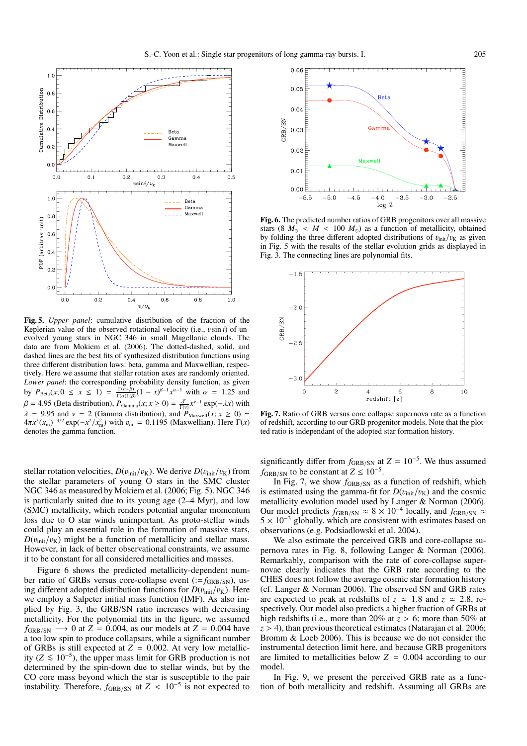**Fig. 5.** *Upper panel*: cumulative distribution of the fraction of the Keplerian value of the observed rotational velocity (i.e., $v \sin i$) of unevolved young stars in NGC 346 in small Magellanic clouds. The data are from Mokiem et al. (2006). The dotted-dashed, solid, and dashed lines are the best fits of synthesized distribution functions using three different distribution laws: beta, gamma and Maxwellian, respectively. Here we assume that stellar rotation axes are randomly oriented. *Lower panel*: the corresponding probability density function, as given by $P_{\rm Beta}(x; 0 \leq x \leq 1) = \frac{\Gamma(\alpha+\beta)}{\Gamma(\alpha)\Gamma(\beta)}(1-x)^{\beta-1}x^{\alpha-1}$ with $\alpha = 1.25$ and $\beta = 4.95$ (Beta distribution), $P_{\rm Gamma}(x; x \geq 0) = \frac{\lambda^{\nu}}{\Gamma(\nu)}x^{\nu-1}\exp(-\lambda x)$ with $\lambda = 9.95$ and $\nu = 2$ (Gamma distribution), and $P_{\rm Maxwell}(x; x \geq 0) = 4\pi x^2 (x_{\rm m})^{-3/2}\exp(-x^2/x_{\rm m}^2)$ with $v_{\rm m} = 0.1195$ (Maxwellian). Here $\Gamma(x)$ denotes the gamma function.

**Fig. 6.** The predicted number ratios of GRB progenitors over all massive stars ($8\,M_{\odot} < M < 100\,M_{\odot}$) as a function of metallicity, obtained by folding the three different adopted distributions of $v_{\rm init}/v_{\rm K}$ as given in Fig. 5 with the results of the stellar evolution grids as displayed in Fig. 3. The connecting lines are polynomial fits.

**Fig. 7.** Ratio of GRB versus core collapse supernova rate as a function of redshift, according to our GRB progenitor models. Note that the plotted ratio is independant of the adopted star formation history.

stellar rotation velocities, $D(v_{\rm init}/v_{\rm K})$. We derive $D(v_{\rm init}/v_{\rm K})$ from the stellar parameters of young O stars in the SMC cluster NGC 346 as measured by Mokiem et al. (2006; Fig. 5). NGC 346 is particularly suited due to its young age (2–4 Myr), and low (SMC) metallicity, which renders potential angular momentum loss due to O star winds unimportant. As proto-stellar winds could play an essential role in the formation of massive stars, $D(v_{\rm init}/v_{\rm K})$ might be a function of metallicity and stellar mass. However, in lack of better observational constraints, we assume it to be constant for all considered metallicities and masses.

Figure 6 shows the predicted metallicity-dependent number ratio of GRBs versus core-collapse event ($:= f_{\rm GRB/SN}$), using different adopted distribution functions for $D(v_{\rm init}/v_{\rm K})$. Here we employ a Salpeter initial mass function (IMF). As also implied by Fig. 3, the GRB/SN ratio increases with decreasing metallicity. For the polynomial fits in the figure, we assumed $f_{\rm GRB/SN} \longrightarrow 0$ at $Z = 0.004$, as our models at $Z = 0.004$ have a too low spin to produce collapsars, while a significant number of GRBs is still expected at $Z = 0.002$. At very low metallicity ($Z \lesssim 10^{-5}$), the upper mass limit for GRB production is not determined by the spin-down due to stellar winds, but by the CO core mass beyond which the star is susceptible to the pair instability. Therefore, $f_{\rm GRB/SN}$ at $Z < 10^{-5}$ is not expected to significantly differ from $f_{\rm GRB/SN}$ at $Z = 10^{-5}$. We thus assumed $f_{\rm GRB/SN}$ to be constant at $Z \leq 10^{-5}$.

In Fig. 7, we show $f_{\rm GRB/SN}$ as a function of redshift, which is estimated using the gamma-fit for $D(v_{\rm init}/v_{\rm K})$ and the cosmic metallicity evolution model used by Langer & Norman (2006). Our model predicts $f_{\rm GRB/SN} \approx 8 \times 10^{-4}$ locally, and $f_{\rm GRB/SN} \approx 5 \times 10^{-3}$ globally, which are consistent with estimates based on observations (e.g. Podsiadlowski et al. 2004).

We also estimate the perceived GRB and core-collapse supernova rates in Fig. 8, following Langer & Norman (2006). Remarkably, comparison with the rate of core-collapse supernovae clearly indicates that the GRB rate according to the CHES does not follow the average cosmic star formation history (cf. Langer & Norman 2006). The observed SN and GRB rates are expected to peak at redshifts of $z \simeq 1.8$ and $z \simeq 2.8$, respectively. Our model also predicts a higher fraction of GRBs at high redshifts (i.e., more than 20% at $z > 6$; more than 50% at $z > 4$), than previous theoretical estimates (Natarajan et al. 2006; Bromm & Loeb 2006). This is because we do not consider the instrumental detection limit here, and because GRB progenitors are limited to metallicities below $Z = 0.004$ according to our model.

In Fig. 9, we present the perceived GRB rate as a function of both metallicity and redshift. Assuming all GRBs are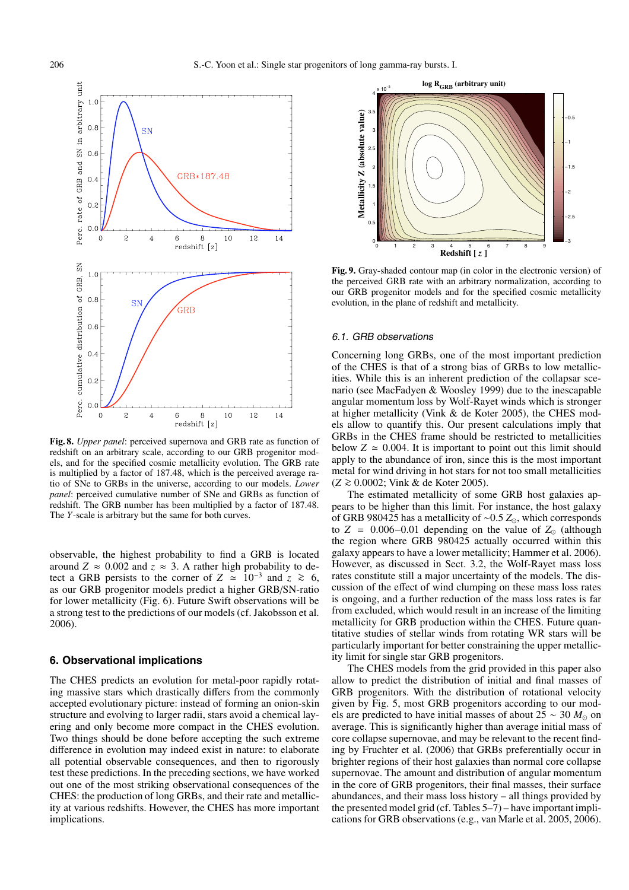**Fig. 8.** *Upper panel*: perceived supernova and GRB rate as function of redshift on an arbitrary scale, according to our GRB progenitor models, and for the specified cosmic metallicity evolution. The GRB rate is multiplied by a factor of 187.48, which is the perceived average ratio of SNe to GRBs in the universe, according to our models. *Lower panel*: perceived cumulative number of SNe and GRBs as function of redshift. The GRB number has been multiplied by a factor of 187.48. The *Y*-scale is arbitrary but the same for both curves.

**Fig. 9.** Gray-shaded contour map (in color in the electronic version) of the perceived GRB rate with an arbitrary normalization, according to our GRB progenitor models and for the specified cosmic metallicity evolution, in the plane of redshift and metallicity.

observable, the highest probability to find a GRB is located around $Z \approx 0.002$ and $z \approx 3$. A rather high probability to detect a GRB persists to the corner of $Z \simeq 10^{-3}$ and $z \gtrsim 6$, as our GRB progenitor models predict a higher GRB/SN-ratio for lower metallicity (Fig. 6). Future Swift observations will be a strong test to the predictions of our models (cf. Jakobsson et al. 2006).

## 6. Observational implications

The CHES predicts an evolution for metal-poor rapidly rotating massive stars which drastically differs from the commonly accepted evolutionary picture: instead of forming an onion-skin structure and evolving to larger radii, stars avoid a chemical layering and only become more compact in the CHES evolution. Two things should be done before accepting the such extreme difference in evolution may indeed exist in nature: to elaborate all potential observable consequences, and then to rigorously test these predictions. In the preceding sections, we have worked out one of the most striking observational consequences of the CHES: the production of long GRBs, and their rate and metallicity at various redshifts. However, the CHES has more important implications.

### 6.1. GRB observations

Concerning long GRBs, one of the most important prediction of the CHES is that of a strong bias of GRBs to low metallicities. While this is an inherent prediction of the collapsar scenario (see MacFadyen & Woosley 1999) due to the inescapable angular momentum loss by Wolf-Rayet winds which is stronger at higher metallicity (Vink & de Koter 2005), the CHES models allow to quantify this. Our present calculations imply that GRBs in the CHES frame should be restricted to metallicities below $Z \simeq 0.004$. It is important to point out this limit should apply to the abundance of iron, since this is the most important metal for wind driving in hot stars for not too small metallicities ($Z \gtrsim 0.0002$; Vink & de Koter 2005).

The estimated metallicity of some GRB host galaxies appears to be higher than this limit. For instance, the host galaxy of GRB 980425 has a metallicity of $\sim$0.5 $Z_{\odot}$, which corresponds to $Z = 0.006{-}0.01$ depending on the value of $Z_{\odot}$ (although the region where GRB 980425 actually occurred within this galaxy appears to have a lower metallicity; Hammer et al. 2006). However, as discussed in Sect. 3.2, the Wolf-Rayet mass loss rates constitute still a major uncertainty of the models. The discussion of the effect of wind clumping on these mass loss rates is ongoing, and a further reduction of the mass loss rates is far from excluded, which would result in an increase of the limiting metallicity for GRB production within the CHES. Future quantitative studies of stellar winds from rotating WR stars will be particularly important for better constraining the upper metallicity limit for single star GRB progenitors.

The CHES models from the grid provided in this paper also allow to predict the distribution of initial and final masses of GRB progenitors. With the distribution of rotational velocity given by Fig. 5, most GRB progenitors according to our models are predicted to have initial masses of about 25 ~ 30 $M_{\odot}$ on average. This is significantly higher than average initial mass of core collapse supernovae, and may be relevant to the recent finding by Fruchter et al. (2006) that GRBs preferentially occur in brighter regions of their host galaxies than normal core collapse supernovae. The amount and distribution of angular momentum in the core of GRB progenitors, their final masses, their surface abundances, and their mass loss history – all things provided by the presented model grid (cf. Tables 5–7) – have important implications for GRB observations (e.g., van Marle et al. 2005, 2006).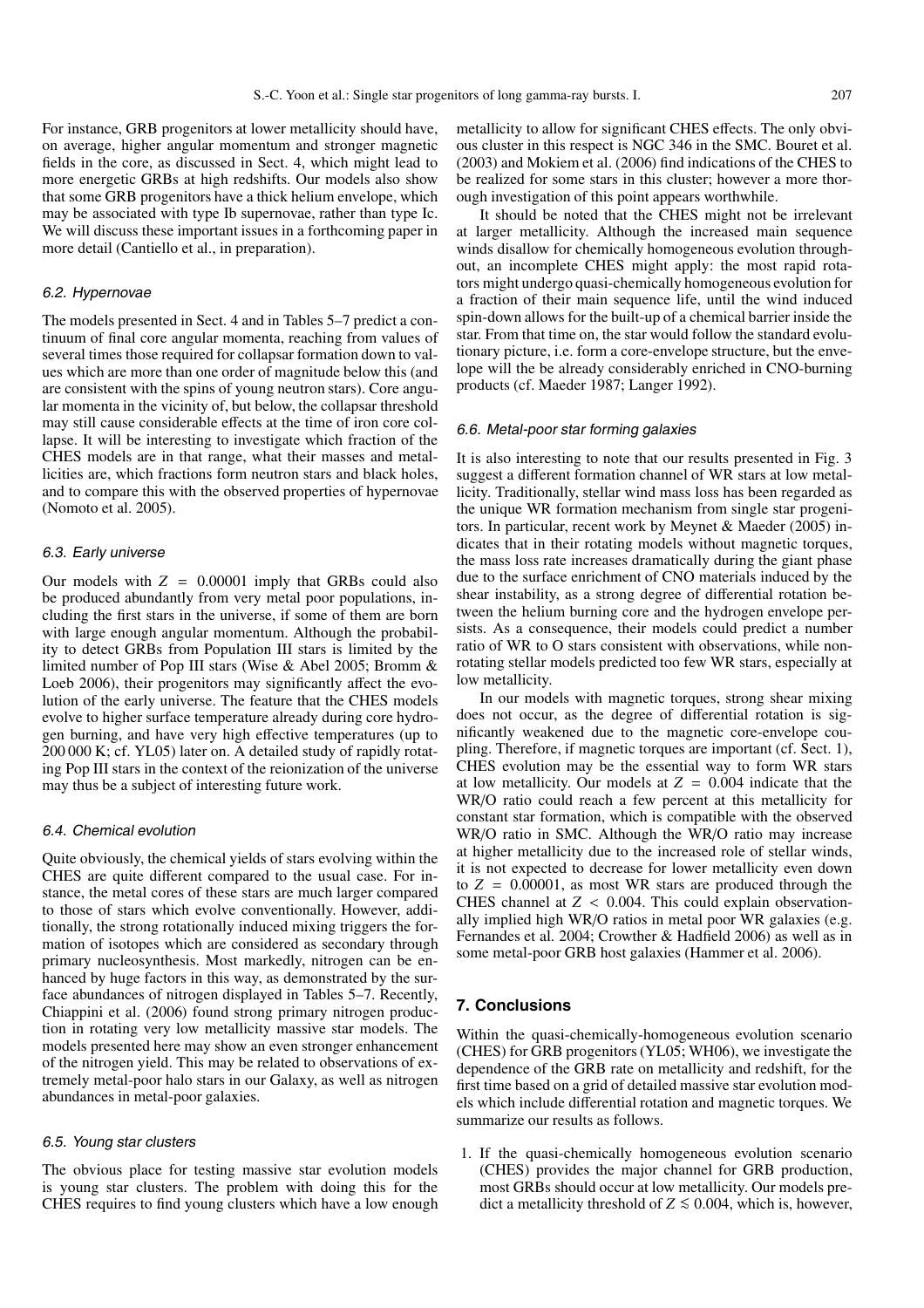For instance, GRB progenitors at lower metallicity should have, on average, higher angular momentum and stronger magnetic fields in the core, as discussed in Sect. 4, which might lead to more energetic GRBs at high redshifts. Our models also show that some GRB progenitors have a thick helium envelope, which may be associated with type Ib supernovae, rather than type Ic. We will discuss these important issues in a forthcoming paper in more detail (Cantiello et al., in preparation).

### 6.2. Hypernovae

The models presented in Sect. 4 and in Tables 5–7 predict a continuum of final core angular momenta, reaching from values of several times those required for collapsar formation down to values which are more than one order of magnitude below this (and are consistent with the spins of young neutron stars). Core angular momenta in the vicinity of, but below, the collapsar threshold may still cause considerable effects at the time of iron core collapse. It will be interesting to investigate which fraction of the CHES models are in that range, what their masses and metallicities are, which fractions form neutron stars and black holes, and to compare this with the observed properties of hypernovae (Nomoto et al. 2005).

### 6.3. Early universe

Our models with $Z = 0.00001$ imply that GRBs could also be produced abundantly from very metal poor populations, including the first stars in the universe, if some of them are born with large enough angular momentum. Although the probability to detect GRBs from Population III stars is limited by the limited number of Pop III stars (Wise & Abel 2005; Bromm & Loeb 2006), their progenitors may significantly affect the evolution of the early universe. The feature that the CHES models evolve to higher surface temperature already during core hydrogen burning, and have very high effective temperatures (up to 200 000 K; cf. YL05) later on. A detailed study of rapidly rotating Pop III stars in the context of the reionization of the universe may thus be a subject of interesting future work.

### 6.4. Chemical evolution

Quite obviously, the chemical yields of stars evolving within the CHES are quite different compared to the usual case. For instance, the metal cores of these stars are much larger compared to those of stars which evolve conventionally. However, additionally, the strong rotationally induced mixing triggers the formation of isotopes which are considered as secondary through primary nucleosynthesis. Most markedly, nitrogen can be enhanced by huge factors in this way, as demonstrated by the surface abundances of nitrogen displayed in Tables 5–7. Recently, Chiappini et al. (2006) found strong primary nitrogen production in rotating very low metallicity massive star models. The models presented here may show an even stronger enhancement of the nitrogen yield. This may be related to observations of extremely metal-poor halo stars in our Galaxy, as well as nitrogen abundances in metal-poor galaxies.

### 6.5. Young star clusters

The obvious place for testing massive star evolution models is young star clusters. The problem with doing this for the CHES requires to find young clusters which have a low enough metallicity to allow for significant CHES effects. The only obvious cluster in this respect is NGC 346 in the SMC. Bouret et al. (2003) and Mokiem et al. (2006) find indications of the CHES to be realized for some stars in this cluster; however a more thorough investigation of this point appears worthwhile.

It should be noted that the CHES might not be irrelevant at larger metallicity. Although the increased main sequence winds disallow for chemically homogeneous evolution throughout, an incomplete CHES might apply: the most rapid rotators might undergo quasi-chemically homogeneous evolution for a fraction of their main sequence life, until the wind induced spin-down allows for the built-up of a chemical barrier inside the star. From that time on, the star would follow the standard evolutionary picture, i.e. form a core-envelope structure, but the envelope will the be already considerably enriched in CNO-burning products (cf. Maeder 1987; Langer 1992).

### 6.6. Metal-poor star forming galaxies

It is also interesting to note that our results presented in Fig. 3 suggest a different formation channel of WR stars at low metallicity. Traditionally, stellar wind mass loss has been regarded as the unique WR formation mechanism from single star progenitors. In particular, recent work by Meynet & Maeder (2005) indicates that in their rotating models without magnetic torques, the mass loss rate increases dramatically during the giant phase due to the surface enrichment of CNO materials induced by the shear instability, as a strong degree of differential rotation between the helium burning core and the hydrogen envelope persists. As a consequence, their models could predict a number ratio of WR to O stars consistent with observations, while nonrotating stellar models predicted too few WR stars, especially at low metallicity.

In our models with magnetic torques, strong shear mixing does not occur, as the degree of differential rotation is significantly weakened due to the magnetic core-envelope coupling. Therefore, if magnetic torques are important (cf. Sect. 1), CHES evolution may be the essential way to form WR stars at low metallicity. Our models at $Z = 0.004$ indicate that the WR/O ratio could reach a few percent at this metallicity for constant star formation, which is compatible with the observed WR/O ratio in SMC. Although the WR/O ratio may increase at higher metallicity due to the increased role of stellar winds, it is not expected to decrease for lower metallicity even down to $Z = 0.00001$, as most WR stars are produced through the CHES channel at $Z < 0.004$. This could explain observationally implied high WR/O ratios in metal poor WR galaxies (e.g. Fernandes et al. 2004; Crowther & Hadfield 2006) as well as in some metal-poor GRB host galaxies (Hammer et al. 2006).

## 7. Conclusions

Within the quasi-chemically-homogeneous evolution scenario (CHES) for GRB progenitors (YL05; WH06), we investigate the dependence of the GRB rate on metallicity and redshift, for the first time based on a grid of detailed massive star evolution models which include differential rotation and magnetic torques. We summarize our results as follows.

1. If the quasi-chemically homogeneous evolution scenario (CHES) provides the major channel for GRB production, most GRBs should occur at low metallicity. Our models predict a metallicity threshold of $Z \lesssim 0.004$, which is, however,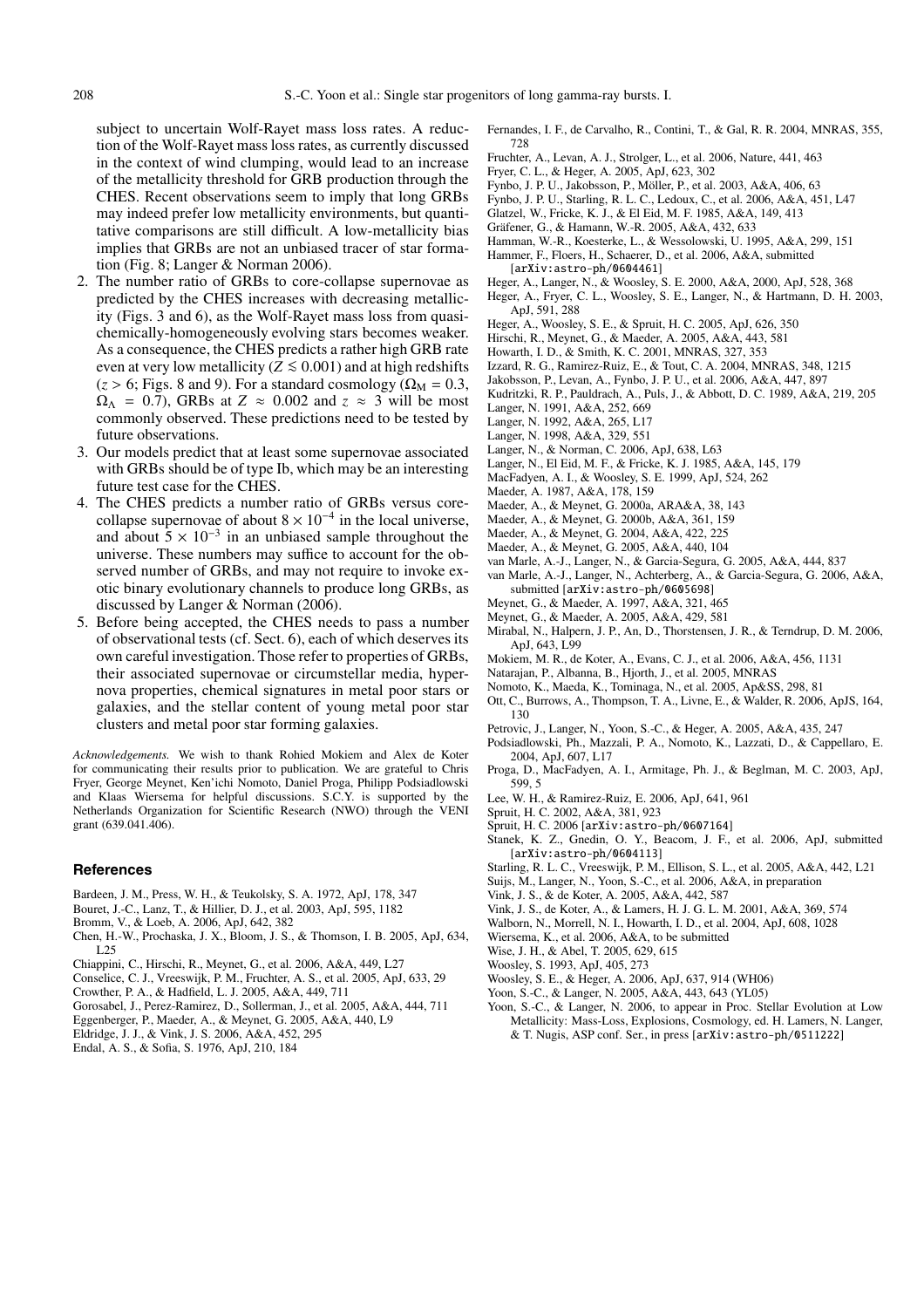subject to uncertain Wolf-Rayet mass loss rates. A reduction of the Wolf-Rayet mass loss rates, as currently discussed in the context of wind clumping, would lead to an increase of the metallicity threshold for GRB production through the CHES. Recent observations seem to imply that long GRBs may indeed prefer low metallicity environments, but quantitative comparisons are still difficult. A low-metallicity bias implies that GRBs are not an unbiased tracer of star formation (Fig. 8; Langer & Norman 2006).

2. The number ratio of GRBs to core-collapse supernovae as predicted by the CHES increases with decreasing metallicity (Figs. 3 and 6), as the Wolf-Rayet mass loss from quasi-chemically-homogeneously evolving stars becomes weaker. As a consequence, the CHES predicts a rather high GRB rate even at very low metallicity ($Z \lesssim 0.001$) and at high redshifts ($z > 6$; Figs. 8 and 9). For a standard cosmology ($\Omega_{\rm M} = 0.3$, $\Omega_\Lambda = 0.7$), GRBs at $Z \approx 0.002$ and $z \approx 3$ will be most commonly observed. These predictions need to be tested by future observations.
3. Our models predict that at least some supernovae associated with GRBs should be of type Ib, which may be an interesting future test case for the CHES.
4. The CHES predicts a number ratio of GRBs versus core-collapse supernovae of about $8 \times 10^{-4}$ in the local universe, and about $5 \times 10^{-3}$ in an unbiased sample throughout the universe. These numbers may suffice to account for the observed number of GRBs, and may not require to invoke exotic binary evolutionary channels to produce long GRBs, as discussed by Langer & Norman (2006).
5. Before being accepted, the CHES needs to pass a number of observational tests (cf. Sect. 6), each of which deserves its own careful investigation. Those refer to properties of GRBs, their associated supernovae or circumstellar media, hypernova properties, chemical signatures in metal poor stars or galaxies, and the stellar content of young metal poor star clusters and metal poor star forming galaxies.

*Acknowledgements.* We wish to thank Rohied Mokiem and Alex de Koter for communicating their results prior to publication. We are grateful to Chris Fryer, George Meynet, Ken'ichi Nomoto, Daniel Proga, Philipp Podsiadlowski and Klaas Wiersema for helpful discussions. S.C.Y. is supported by the Netherlands Organization for Scientific Research (NWO) through the VENI grant (639.041.406).

## References

Bardeen, J. M., Press, W. H., & Teukolsky, S. A. 1972, ApJ, 178, 347
Bouret, J.-C., Lanz, T., & Hillier, D. J., et al. 2003, ApJ, 595, 1182
Bromm, V., & Loeb, A. 2006, ApJ, 642, 382
Chen, H.-W., Prochaska, J. X., Bloom, J. S., & Thomson, I. B. 2005, ApJ, 634, L25
Chiappini, C., Hirschi, R., Meynet, G., et al. 2006, A&A, 449, L27
Conselice, C. J., Vreeswijk, P. M., Fruchter, A. S., et al. 2005, ApJ, 633, 29
Crowther, P. A., & Hadfield, L. J. 2005, A&A, 449, 711
Gorosabel, J., Perez-Ramirez, D., Sollerman, J., et al. 2005, A&A, 444, 711
Eggenberger, P., Maeder, A., & Meynet, G. 2005, A&A, 440, L9
Eldridge, J. J., & Vink, J. S. 2006, A&A, 452, 295
Endal, A. S., & Sofia, S. 1976, ApJ, 210, 184
Fernandes, I. F., de Carvalho, R., Contini, T., & Gal, R. R. 2004, MNRAS, 355, 728
Fruchter, A., Levan, A. J., Strolger, L., et al. 2006, Nature, 441, 463
Fryer, C. L., & Heger, A. 2005, ApJ, 623, 302
Fynbo, J. P. U., Jakobsson, P., Möller, P., et al. 2003, A&A, 406, 63
Fynbo, J. P. U., Starling, R. L. C., Ledoux, C., et al. 2006, A&A, 451, L47
Glatzel, W., Fricke, K. J., & El Eid, M. F. 1985, A&A, 149, 413
Gräfener, G., & Hamann, W.-R. 2005, A&A, 432, 633
Hamman, W.-R., Koesterke, L., & Wessolowski, U. 1995, A&A, 299, 151
Hammer, F., Floers, H., Schaerer, D., et al. 2006, A&A, submitted [arXiv:astro-ph/0604461]
Heger, A., Langer, N., & Woosley, S. E. 2000, A&A, 2000, ApJ, 528, 368
Heger, A., Fryer, C. L., Woosley, S. E., Langer, N., & Hartmann, D. H. 2003, ApJ, 591, 288
Heger, A., Woosley, S. E., & Spruit, H. C. 2005, ApJ, 626, 350
Hirschi, R., Meynet, G., & Maeder, A. 2005, A&A, 443, 581
Howarth, I. D., & Smith, K. C. 2001, MNRAS, 327, 353
Izzard, R. G., Ramirez-Ruiz, E., & Tout, C. A. 2004, MNRAS, 348, 1215
Jakobsson, P., Levan, A., Fynbo, J. P. U., et al. 2006, A&A, 447, 897
Kudritzki, R. P., Pauldrach, A., Puls, J., & Abbott, D. C. 1989, A&A, 219, 205
Langer, N. 1991, A&A, 252, 669
Langer, N. 1992, A&A, 265, L17
Langer, N. 1998, A&A, 329, 551
Langer, N., & Norman, C. 2006, ApJ, 638, L63
Langer, N., El Eid, M. F., & Fricke, K. J. 1985, A&A, 145, 179
MacFadyen, A. I., & Woosley, S. E. 1999, ApJ, 524, 262
Maeder, A. 1987, A&A, 178, 159
Maeder, A., & Meynet, G. 2000a, ARA&A, 38, 143
Maeder, A., & Meynet, G. 2000b, A&A, 361, 159
Maeder, A., & Meynet, G. 2004, A&A, 422, 225
Maeder, A., & Meynet, G. 2005, A&A, 440, 104
van Marle, A.-J., Langer, N., & Garcia-Segura, G. 2005, A&A, 444, 837
van Marle, A.-J., Langer, N., Achterberg, A., & Garcia-Segura, G. 2006, A&A, submitted [arXiv:astro-ph/0605698]
Meynet, G., & Maeder, A. 1997, A&A, 321, 465
Meynet, G., & Maeder, A. 2005, A&A, 429, 581
Mirabal, N., Halpern, J. P., An, D., Thorstensen, J. R., & Terndrup, D. M. 2006, ApJ, 643, L99
Mokiem, M. R., de Koter, A., Evans, C. J., et al. 2006, A&A, 456, 1131
Natarajan, P., Albanna, B., Hjorth, J., et al. 2005, MNRAS
Nomoto, K., Maeda, K., Tominaga, N., et al. 2005, Ap&SS, 298, 81
Ott, C., Burrows, A., Thompson, T. A., Livne, E., & Walder, R. 2006, ApJS, 164, 130
Petrovic, J., Langer, N., Yoon, S.-C., & Heger, A. 2005, A&A, 435, 247
Podsiadlowski, Ph., Mazzali, P. A., Nomoto, K., Lazzati, D., & Cappellaro, E. 2004, ApJ, 607, L17
Proga, D., MacFadyen, A. I., Armitage, Ph. J., & Beglman, M. C. 2003, ApJ, 599, 5
Lee, W. H., & Ramirez-Ruiz, E. 2006, ApJ, 641, 961
Spruit, H. C. 2002, A&A, 381, 923
Spruit, H. C. 2006 [arXiv:astro-ph/0607164]
Stanek, K. Z., Gnedin, O. Y., Beacom, J. F., et al. 2006, ApJ, submitted [arXiv:astro-ph/0604113]
Starling, R. L. C., Vreeswijk, P. M., Ellison, S. L., et al. 2005, A&A, 442, L21
Suijs, M., Langer, N., Yoon, S.-C., et al. 2006, A&A, in preparation
Vink, J. S., & de Koter, A. 2005, A&A, 442, 587
Vink, J. S., de Koter, A., & Lamers, H. J. G. L. M. 2001, A&A, 369, 574
Walborn, N., Morrell, N. I., Howarth, I. D., et al. 2004, ApJ, 608, 1028
Wiersema, K., et al. 2006, A&A, to be submitted
Wise, J. H., & Abel, T. 2005, 629, 615
Woosley, S. 1993, ApJ, 405, 273
Woosley, S. E., & Heger, A. 2006, ApJ, 637, 914 (WH06)
Yoon, S.-C., & Langer, N. 2005, A&A, 443, 643 (YL05)
Yoon, S.-C., & Langer, N. 2006, to appear in Proc. Stellar Evolution at Low Metallicity: Mass-Loss, Explosions, Cosmology, ed. H. Lamers, N. Langer, & T. Nugis, ASP conf. Ser., in press [arXiv:astro-ph/0511222]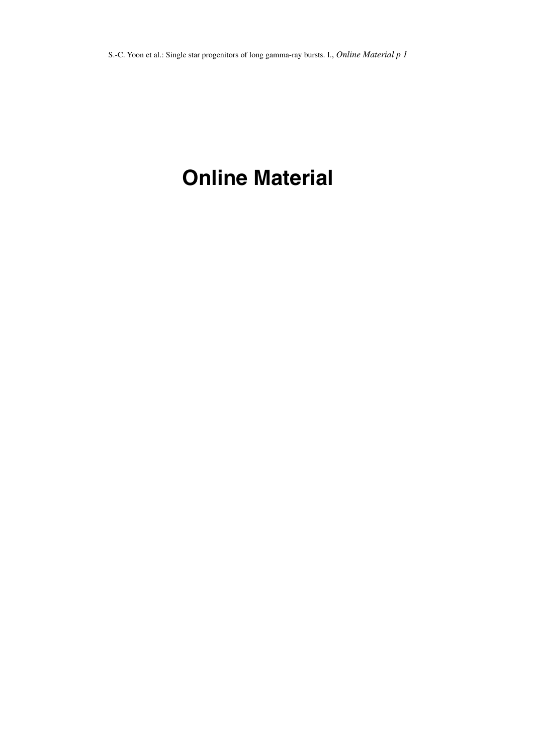# Online Material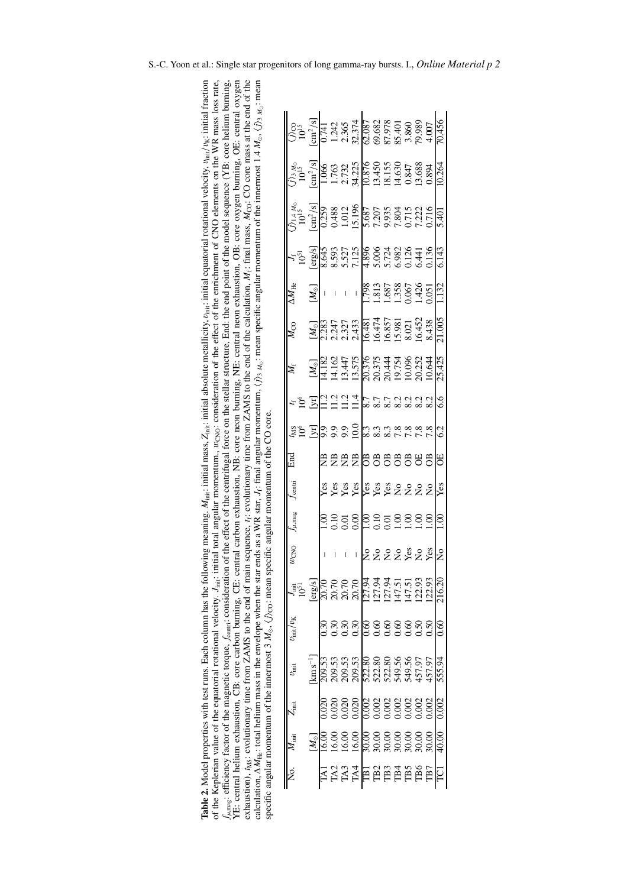**Table 2.** Model properties with test runs. Each column has the following meaning. $M_{\rm init}$: initial mass, $Z_{\rm init}$: initial absolute metallicity, $v_{\rm init}$: initial equatorial rotational velocity, $v_{\rm init}/v_{\rm K}$: initial fraction of the Keplerian value of the equatorial rotational velocity. $J_{\rm init}$: initial total angular momentum, $w_{\rm CNO}$: consideration of the effect of the enrichment of CNO elements on the WR mass loss rate, $f_{\mu,\rm mag}$: efficiency factor of the magnetic torque, $f_{\rm centri}$: consideration of the effect of the centrifugal force on the stellar structure, End: the end point of the model sequence (YB: core helium burning, YE: central helium exhaustion, CB: core carbon burning, CE: central carbon exhaustion, NB: core neon burning, NE: central neon exhaustion, OB: core oxygen burning, OE: central oxygen exhaustion), $t_{\rm MS}$: evolutionary time from ZAMS to the end of main sequence, $t_{\rm f}$: evolutionary time from ZAMS to the end of the calculation, $M_{\rm f}$: final mass, $M_{\rm CO}$: CO core mass at the end of the calculation, $\Delta M_{\rm He}$: total helium mass in the envelope when the star ends as a WR star, $J_{\rm f}$: final angular momentum, $\langle j \rangle_{1.4\,M_\odot}$: mean specific angular momentum of the innermost 1.4 $M_\odot$, $\langle j \rangle_{3\,M_\odot}$: mean specific angular momentum of the innermost 3 $M_\odot$, $\langle j \rangle_{\rm CO}$: mean specific angular momentum of the CO core.

| No. | $M_{\rm init}$ | $Z_{\rm init}$ | $v_{\rm init}$ | $v_{\rm init}/v_{\rm K}$ | $J_{\rm init}$ $10^{51}$ | $w_{\rm CNO}$ | $f_{\mu,\rm mag}$ | $f_{\rm centri}$ | End | $t_{\rm MS}$ $10^6$ | $t_{\rm f}$ $10^6$ | $M_{\rm f}$ | $M_{\rm CO}$ | $\Delta M_{\rm He}$ | $J_{\rm f}$ $10^{51}$ | $\langle j \rangle_{1.4\,M_\odot}$ $10^{15}$ | $\langle j \rangle_{3\,M_\odot}$ $10^{15}$ | $\langle j \rangle_{\rm CO}$ $10^{15}$ |
|---|---|---|---|---|---|---|---|---|---|---|---|---|---|---|---|---|---|---|
| | $[M_\odot]$ | | $[{\rm km\,s^{-1}}]$ | | [erg/s] | | | | | [yr] | [yr] | $[M_\odot]$ | $[M_\odot]$ | $[M_\odot]$ | [erg/s] | $[{\rm cm^2/s}]$ | $[{\rm cm^2/s}]$ | $[{\rm cm^2/s}]$ |
| TA1 | 16.00 | 0.020 | 209.53 | 0.30 | 20.70 | – | 1.00 | Yes | NB | 9.9 | 11.2 | 14.182 | 2.283 | – | 8.645 | 0.259 | 1.066 | 0.741 |
| TA2 | 16.00 | 0.020 | 209.53 | 0.30 | 20.70 | – | 0.10 | Yes | NB | 9.9 | 11.2 | 14.162 | 2.247 | – | 8.593 | 0.488 | 1.763 | 1.242 |
| TA3 | 16.00 | 0.020 | 209.53 | 0.30 | 20.70 | – | 0.01 | Yes | NB | 9.9 | 11.2 | 13.447 | 2.327 | – | 5.527 | 1.012 | 2.732 | 2.365 |
| TA4 | 16.00 | 0.020 | 209.53 | 0.30 | 20.70 | – | 0.00 | Yes | NB | 10.0 | 11.4 | 13.575 | 2.433 | – | 7.125 | 15.196 | 34.225 | 32.374 |
| TB1 | 30.00 | 0.002 | 522.80 | 0.60 | 127.94 | No | 1.00 | Yes | OB | 8.3 | 8.7 | 20.376 | 16.481 | 1.798 | 4.896 | 5.687 | 10.876 | 62.087 |
| TB2 | 30.00 | 0.002 | 522.80 | 0.60 | 127.94 | No | 0.10 | Yes | OB | 8.3 | 8.7 | 20.375 | 16.474 | 1.813 | 5.006 | 7.207 | 13.450 | 69.682 |
| TB3 | 30.00 | 0.002 | 522.80 | 0.60 | 127.94 | No | 0.01 | Yes | OB | 8.3 | 8.7 | 20.444 | 16.857 | 1.687 | 5.724 | 9.935 | 18.155 | 87.978 |
| TB4 | 30.00 | 0.002 | 549.56 | 0.60 | 147.51 | No | 1.00 | No | OB | 7.8 | 8.2 | 19.754 | 15.981 | 1.358 | 6.982 | 7.804 | 14.630 | 85.401 |
| TB5 | 30.00 | 0.002 | 549.56 | 0.60 | 147.51 | Yes | 1.00 | No | OB | 7.8 | 8.2 | 10.096 | 8.021 | 0.067 | 0.126 | 0.715 | 0.847 | 3.860 |
| TB6 | 30.00 | 0.002 | 457.97 | 0.50 | 122.93 | No | 1.00 | No | OE | 7.8 | 8.2 | 20.252 | 16.452 | 1.426 | 6.441 | 7.222 | 13.688 | 79.989 |
| TB7 | 30.00 | 0.002 | 457.97 | 0.50 | 122.93 | Yes | 1.00 | No | OB | 7.8 | 8.2 | 10.644 | 8.438 | 0.051 | 0.136 | 0.716 | 0.894 | 4.007 |
| TC1 | 40.00 | 0.002 | 555.94 | 0.60 | 216.20 | No | 1.00 | Yes | OE | 6.2 | 6.6 | 25.425 | 21.005 | 1.132 | 6.143 | 5.401 | 10.264 | 70.456 |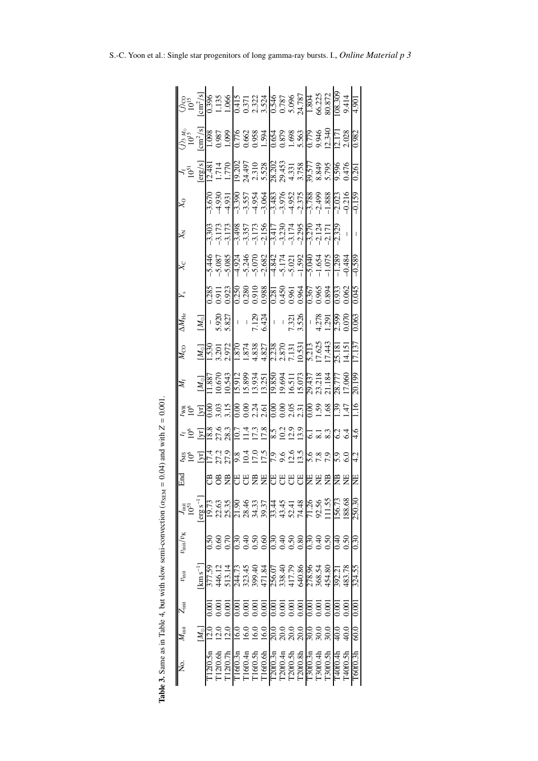**Table 3.** Same as in Table 4, but with slow semi-convection ($\alpha_{\rm SEM} = 0.04$) and with $Z = 0.001$.

| No. | $M_{\rm init}$ | $Z_{\rm init}$ | $v_{\rm init}$ | $v_{\rm init}/v_{\rm K}$ | $J_{\rm init}$ $10^{51}$ | End | $t_{\rm MS}$ $10^6$ | $t_{\rm f}$ $10^6$ | $t_{\rm WR}$ $10^6$ | $M_{\rm f}$ | $M_{\rm CO}$ | $\Delta M_{\rm He}$ | $Y_{\rm s}$ | $X_{\rm C}$ | $X_{\rm N}$ | $X_{\rm O}$ | $J_{\rm f}$ $10^{51}$ | $\langle j \rangle_{3\,M_\odot}$ $10^{15}$ | $\langle j \rangle_{\rm CO}$ $10^{15}$ |
|---|---|---|---|---|---|---|---|---|---|---|---|---|---|---|---|---|---|---|---|
| | $[M_\odot]$ | | $[{\rm km\,s^{-1}}]$ | | $[{\rm erg\,s^{-1}}]$ | | [yr] | [yr] | [yr] | $[M_\odot]$ | $[M_\odot]$ | $[M_\odot]$ | | | | | [erg/s] | $[{\rm cm^2/s}]$ | $[{\rm cm^2/s}]$ |
| T12f0.5n | 12.0 | 0.001 | 377.59 | 0.50 | 19.73 | CB | 17.4 | 18.8 | 0.00 | 11.887 | 1.530 | – | 0.285 | −5.446 | −3.303 | −3.670 | 12.481 | 1.098 | 0.396 |
| T12f0.6h | 12.0 | 0.001 | 446.12 | 0.60 | 22.63 | OB | 27.2 | 27.6 | 3.03 | 10.670 | 3.201 | 5.920 | 0.911 | −5.087 | −3.173 | −4.930 | 1.714 | 0.987 | 1.135 |
| T12f0.7h | 12.0 | 0.001 | 513.14 | 0.70 | 25.35 | NB | 27.9 | 28.3 | 3.15 | 10.543 | 2.972 | 5.827 | 0.923 | −5.085 | −3.173 | −4.931 | 1.770 | 1.099 | 1.066 |
| T16f0.3n | 16.0 | 0.001 | 244.73 | 0.30 | 21.90 | CE | 9.8 | 10.7 | 0.00 | 15.912 | 1.870 | – | 0.250 | −4.924 | −3.498 | −3.390 | 19.202 | 0.776 | 0.415 |
| T16f0.4n | 16.0 | 0.001 | 323.45 | 0.40 | 28.46 | CE | 10.4 | 11.4 | 0.00 | 15.899 | 1.874 | – | 0.280 | −5.246 | −3.357 | −3.557 | 24.497 | 0.662 | 0.371 |
| T16f0.5h | 16.0 | 0.001 | 399.40 | 0.50 | 34.33 | NB | 17.0 | 17.3 | 2.24 | 13.934 | 4.838 | 7.129 | 0.910 | −5.070 | −3.173 | −4.954 | 2.310 | 0.958 | 2.322 |
| T16f0.6h | 16.0 | 0.001 | 471.84 | 0.60 | 39.37 | NE | 17.5 | 17.8 | 2.61 | 13.251 | 4.827 | 6.424 | 0.988 | −2.682 | −2.156 | −3.064 | 5.528 | 1.594 | 3.524 |
| T20f0.3n | 20.0 | 0.001 | 256.07 | 0.30 | 33.44 | CE | 7.9 | 8.5 | 0.00 | 19.850 | 2.238 | – | 0.281 | −4.842 | −3.417 | −3.483 | 28.202 | 0.654 | 0.546 |
| T20f0.4n | 20.0 | 0.001 | 338.40 | 0.40 | 43.45 | CE | 9.6 | 10.2 | 0.00 | 19.694 | 2.870 | – | 0.450 | −5.174 | −3.230 | −3.976 | 29.453 | 0.879 | 0.787 |
| T20f0.5h | 20.0 | 0.001 | 417.79 | 0.50 | 52.41 | CE | 12.6 | 12.9 | 2.05 | 16.511 | 7.131 | 7.321 | 0.961 | −5.021 | −3.174 | −4.952 | 4.331 | 1.698 | 5.096 |
| T20f0.8h | 20.0 | 0.001 | 640.86 | 0.80 | 74.48 | CE | 13.5 | 13.9 | 2.31 | 15.073 | 10.531 | 3.526 | 0.964 | −1.592 | −2.295 | −2.375 | 3.758 | 5.563 | 24.787 |
| T30f0.3n | 30.0 | 0.001 | 278.96 | 0.30 | 71.26 | NE | 5.6 | 6.1 | 0.00 | 29.437 | 5.213 | – | 0.367 | −5.040 | −3.270 | −3.788 | 39.577 | 0.779 | 1.804 |
| T30f0.4h | 30.0 | 0.001 | 368.54 | 0.40 | 92.56 | NE | 7.8 | 8.1 | 1.59 | 23.218 | 17.625 | 4.278 | 0.965 | −1.654 | −2.124 | −2.499 | 8.849 | 9.946 | 66.225 |
| T30f0.5h | 30.0 | 0.001 | 454.80 | 0.50 | 111.55 | NB | 7.9 | 8.3 | 1.68 | 21.184 | 17.443 | 1.291 | 0.894 | −1.075 | −2.171 | −1.888 | 5.795 | 12.340 | 80.872 |
| T40f0.4h | 40.0 | 0.001 | 392.21 | 0.40 | 156.73 | NB | 5.9 | 6.2 | 1.39 | 28.777 | 25.181 | 2.599 | 0.933 | −1.289 | −2.329 | −2.023 | 9.596 | 12.171 | 108.309 |
| T40f0.5h | 40.0 | 0.001 | 483.78 | 0.50 | 188.68 | NE | 6.0 | 6.4 | 1.47 | 17.060 | 14.151 | 0.070 | 0.062 | −0.484 | – | −0.216 | 0.476 | 2.028 | 9.414 |
| T60f0.3h | 60.0 | 0.001 | 324.55 | 0.30 | 250.30 | NE | 4.2 | 4.6 | 1.16 | 20.199 | 17.137 | 0.063 | 0.045 | −0.589 | – | −0.159 | 0.261 | 0.982 | 4.901 |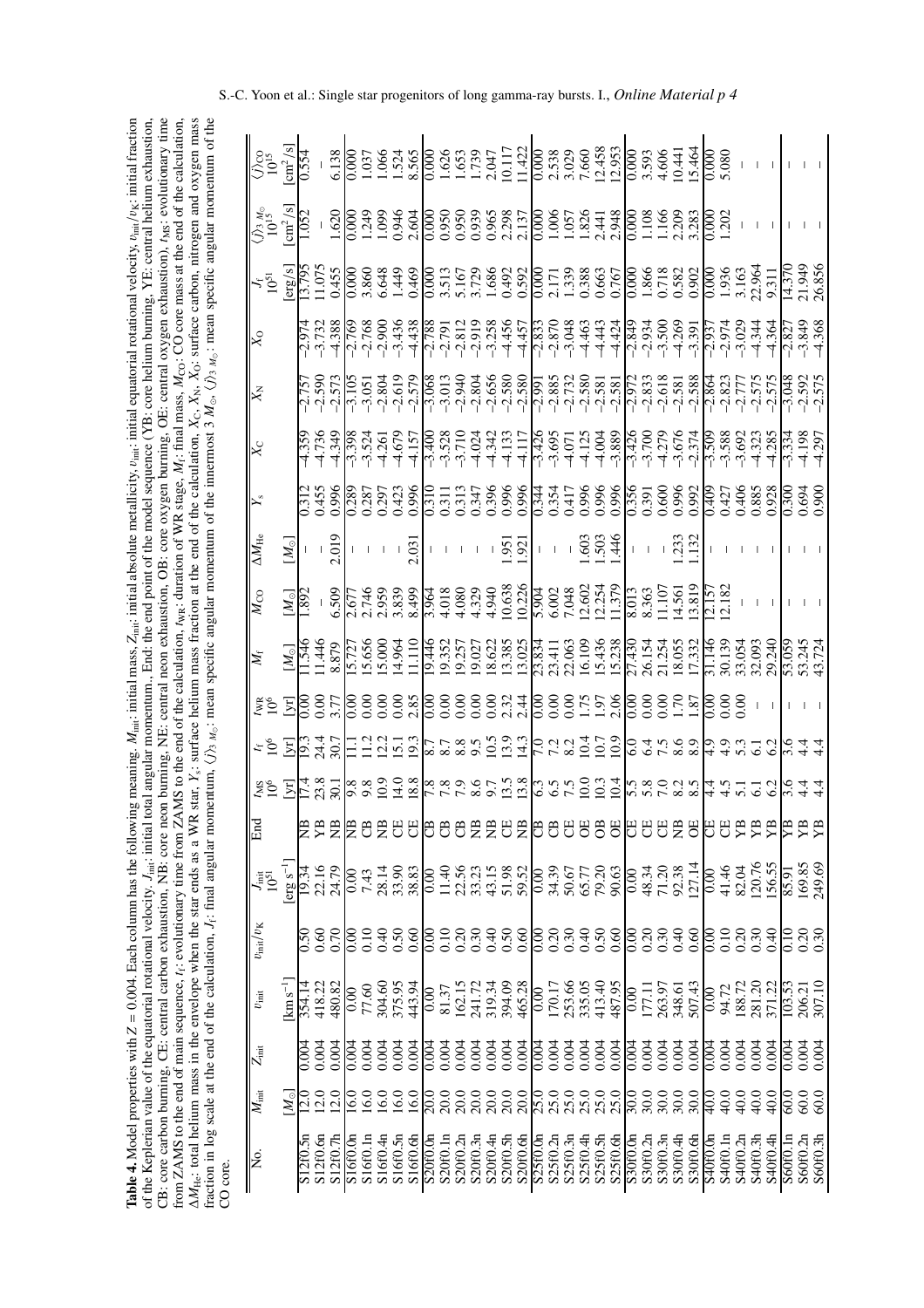**Table 4.** Model properties with $Z = 0.004$. Each column has the following meaning. $M_{\rm init}$: initial mass, $Z_{\rm init}$: initial absolute metallicity, $v_{\rm init}$: initial equatorial rotational velocity, $v_{\rm init}/v_{\rm K}$: initial fraction of the Keplerian value of the equatorial rotational velocity. $J_{\rm init}$: initial total angular momentum., End: the end point of the model sequence (YB: core helium burning, YE: central helium exhaustion, CB: core carbon burning, CE: central carbon exhaustion, NB: core neon burning, NE: central neon exhaustion, OB: core oxygen burning, OE: central oxygen exhaustion), $t_{\rm MS}$: evolutionary time from ZAMS to the end of main sequence, $t_{\rm f}$: evolutionary time from ZAMS to the end of the calculation, $t_{\rm WR}$: duration of WR stage, $M_{\rm f}$: final mass, $M_{\rm CO}$: CO core mass at the end of the calculation, $\Delta M_{\rm He}$: total helium mass in the envelope when the star ends as a WR star, $Y_{\rm s}$: surface helium mass fraction at the end of the calculation, $X_{\rm C}$, $X_{\rm N}$, $X_{\rm O}$: surface carbon, nitrogen and oxygen mass fraction in log scale at the end of the calculation, $J_{\rm f}$: final angular momentum, $\langle j \rangle_{3\,M_\odot}$: mean specific angular momentum of the innermost 3 $M_\odot$, $\langle j \rangle_{\rm CO}$: mean specific angular momentum of the CO core.

| No. | $M_{\rm init}$ | $Z_{\rm init}$ | $v_{\rm init}$ | $v_{\rm init}/v_{\rm K}$ | $J_{\rm init}$ $10^{51}$ | End | $t_{\rm MS}$ $10^6$ | $t_{\rm f}$ $10^6$ | $t_{\rm WR}$ $10^6$ | $M_{\rm f}$ | $M_{\rm CO}$ | $\Delta M_{\rm He}$ | $Y_{\rm s}$ | $X_{\rm C}$ | $X_{\rm N}$ | $X_{\rm O}$ | $J_{\rm f}$ $10^{51}$ | $\langle j \rangle_{3\,M_\odot}$ $10^{15}$ | $\langle j \rangle_{\rm CO}$ $10^{15}$ |
|---|---|---|---|---|---|---|---|---|---|---|---|---|---|---|---|---|---|---|---|
| | $[M_\odot]$ | | [km s$^{-1}$] | | [erg s$^{-1}$] | | [yr] | [yr] | [yr] | $[M_\odot]$ | $[M_\odot]$ | $[M_\odot]$ | | | | | [erg/s] | [cm$^2$/s] | [cm$^2$/s] |
| S12f0.5n | 12.0 | 0.004 | 354.14 | 0.50 | 19.34 | NB | 17.4 | 19.3 | 0.00 | 11.546 | 1.892 | – | 0.312 | -4.359 | -2.757 | -2.974 | 13.795 | 1.052 | 0.554 |
| S12f0.6n | 12.0 | 0.004 | 418.22 | 0.60 | 22.16 | YB | 23.8 | 24.4 | 0.00 | 11.446 | – | – | 0.455 | -4.736 | -2.590 | -3.732 | 11.075 | – | – |
| S12f0.7h | 12.0 | 0.004 | 480.82 | 0.70 | 24.79 | NB | 30.1 | 30.7 | 3.77 | 8.879 | 6.509 | 2.019 | 0.996 | -4.349 | -2.573 | -4.388 | 0.455 | 1.620 | 6.138 |
| S16f0.0n | 16.0 | 0.004 | 0.00 | 0.00 | 0.00 | NB | 9.8 | 11.1 | 0.00 | 15.727 | 2.677 | – | 0.289 | -3.398 | -3.105 | -2.769 | 0.000 | 0.000 | 0.000 |
| S16f0.1n | 16.0 | 0.004 | 77.60 | 0.10 | 7.43 | CB | 9.8 | 11.2 | 0.00 | 15.656 | 2.746 | – | 0.287 | -3.524 | -3.051 | -2.768 | 3.860 | 1.249 | 1.037 |
| S16f0.4n | 16.0 | 0.004 | 304.60 | 0.40 | 28.14 | NB | 10.9 | 12.2 | 0.00 | 15.000 | 2.959 | – | 0.297 | -4.261 | -2.804 | -2.900 | 6.648 | 1.099 | 1.066 |
| S16f0.5n | 16.0 | 0.004 | 375.95 | 0.50 | 33.90 | CE | 14.0 | 15.1 | 0.00 | 14.964 | 3.839 | – | 0.423 | -4.679 | -2.619 | -3.436 | 1.449 | 0.946 | 1.524 |
| S16f0.6h | 16.0 | 0.004 | 443.94 | 0.60 | 38.83 | CE | 18.8 | 19.3 | 2.85 | 11.110 | 8.499 | 2.031 | 0.996 | -4.157 | -2.579 | -4.438 | 0.469 | 2.604 | 8.565 |
| S20f0.0n | 20.0 | 0.004 | 0.00 | 0.00 | 0.00 | CB | 7.8 | 8.7 | 0.00 | 19.446 | 3.964 | – | 0.310 | -3.400 | -3.068 | -2.788 | 0.000 | 0.000 | 0.000 |
| S20f0.1n | 20.0 | 0.004 | 81.37 | 0.10 | 11.40 | CB | 7.8 | 8.7 | 0.00 | 19.352 | 4.018 | – | 0.311 | -3.528 | -3.013 | -2.791 | 3.513 | 0.950 | 1.626 |
| S20f0.2n | 20.0 | 0.004 | 162.15 | 0.20 | 22.56 | CB | 7.9 | 8.8 | 0.00 | 19.257 | 4.080 | – | 0.313 | -3.710 | -2.940 | -2.812 | 5.167 | 0.950 | 1.653 |
| S20f0.3n | 20.0 | 0.004 | 241.72 | 0.30 | 33.23 | NB | 8.6 | 9.5 | 0.00 | 19.027 | 4.329 | – | 0.347 | -4.024 | -2.804 | -2.919 | 3.729 | 0.939 | 1.739 |
| S20f0.4n | 20.0 | 0.004 | 319.34 | 0.40 | 43.15 | NB | 9.7 | 10.5 | 0.00 | 18.622 | 4.940 | – | 0.396 | -4.342 | -2.656 | -3.258 | 1.686 | 0.965 | 2.047 |
| S20f0.5h | 20.0 | 0.004 | 394.09 | 0.50 | 51.98 | CE | 13.5 | 13.9 | 2.32 | 13.385 | 10.638 | 1.951 | 0.996 | -4.133 | -2.580 | -4.456 | 0.492 | 2.298 | 10.117 |
| S20f0.6h | 20.0 | 0.004 | 465.28 | 0.60 | 59.52 | NB | 13.8 | 14.3 | 2.44 | 13.025 | 10.226 | 1.921 | 0.996 | -4.117 | -2.580 | -4.457 | 0.592 | 2.137 | 11.422 |
| S25f0.0n | 25.0 | 0.004 | 0.00 | 0.00 | 0.00 | CB | 6.3 | 7.0 | 0.00 | 23.834 | 5.904 | – | 0.344 | -3.426 | -2.991 | -2.833 | 0.000 | 0.000 | 0.000 |
| S25f0.2n | 25.0 | 0.004 | 170.17 | 0.20 | 34.39 | CB | 6.5 | 7.2 | 0.00 | 23.411 | 6.002 | – | 0.354 | -3.695 | -2.885 | -2.870 | 2.171 | 1.006 | 2.538 |
| S25f0.3n | 25.0 | 0.004 | 253.66 | 0.30 | 50.67 | CE | 7.5 | 8.2 | 0.00 | 22.063 | 7.048 | – | 0.417 | -4.071 | -2.732 | -3.048 | 1.339 | 1.057 | 3.029 |
| S25f0.4h | 25.0 | 0.004 | 335.05 | 0.40 | 65.77 | OE | 10.0 | 10.4 | 1.75 | 16.109 | 12.602 | 1.603 | 0.996 | -4.125 | -2.580 | -4.463 | 0.388 | 1.826 | 7.660 |
| S25f0.5h | 25.0 | 0.004 | 413.40 | 0.50 | 79.20 | OB | 10.3 | 10.7 | 1.97 | 15.436 | 12.254 | 1.503 | 0.996 | -4.004 | -2.581 | -4.443 | 0.663 | 2.441 | 12.458 |
| S25f0.6h | 25.0 | 0.004 | 487.95 | 0.60 | 90.63 | OE | 10.4 | 10.9 | 2.06 | 15.238 | 11.379 | 1.446 | 0.996 | -3.889 | -2.581 | -4.424 | 0.767 | 2.948 | 12.953 |
| S30f0.0n | 30.0 | 0.004 | 0.00 | 0.00 | 0.00 | CE | 5.5 | 6.0 | 0.00 | 27.430 | 8.013 | – | 0.356 | -3.426 | -2.972 | -2.849 | 0.000 | 0.000 | 0.000 |
| S30f0.2n | 30.0 | 0.004 | 177.11 | 0.20 | 48.34 | CE | 5.8 | 6.4 | 0.00 | 26.154 | 8.363 | – | 0.391 | -3.700 | -2.833 | -2.934 | 1.866 | 1.108 | 3.593 |
| S30f0.3n | 30.0 | 0.004 | 263.97 | 0.30 | 71.20 | CE | 7.0 | 7.5 | 0.00 | 21.254 | 11.107 | – | 0.600 | -4.279 | -2.618 | -3.500 | 0.718 | 1.166 | 4.606 |
| S30f0.4h | 30.0 | 0.004 | 348.61 | 0.40 | 92.38 | NB | 8.2 | 8.6 | 1.70 | 18.055 | 14.561 | 1.233 | 0.996 | -3.676 | -2.581 | -4.269 | 0.582 | 2.209 | 10.441 |
| S30f0.6h | 30.0 | 0.004 | 507.43 | 0.60 | 127.14 | OE | 8.5 | 8.9 | 1.87 | 17.332 | 13.819 | 1.132 | 0.992 | -2.374 | -2.588 | -3.391 | 0.902 | 3.283 | 15.464 |
| S40f0.0n | 40.0 | 0.004 | 0.00 | 0.00 | 0.00 | CE | 4.4 | 4.9 | 0.00 | 31.146 | 12.157 | – | 0.409 | -3.509 | -2.864 | -2.937 | 0.000 | 0.000 | 0.000 |
| S40f0.1n | 40.0 | 0.004 | 94.72 | 0.10 | 41.46 | CE | 4.5 | 4.9 | 0.00 | 30.139 | 12.182 | – | 0.427 | -3.588 | -2.823 | -2.974 | 1.936 | 1.202 | 5.080 |
| S40f0.2n | 40.0 | 0.004 | 188.72 | 0.20 | 82.04 | YB | 5.1 | 5.3 | 0.00 | 33.054 | – | – | 0.406 | -3.692 | -2.777 | -3.029 | 3.163 | – | – |
| S40f0.3h | 40.0 | 0.004 | 281.20 | 0.30 | 120.76 | YB | 6.1 | 6.1 | – | 32.093 | – | – | 0.885 | -4.323 | -2.575 | -4.344 | 22.964 | – | – |
| S40f0.4h | 40.0 | 0.004 | 371.22 | 0.40 | 156.55 | YB | 6.2 | 6.2 | – | 29.240 | – | – | 0.928 | -4.285 | -2.575 | -4.364 | 9.311 | – | – |
| S60f0.1n | 60.0 | 0.004 | 103.53 | 0.10 | 85.91 | YB | 3.6 | 3.6 | – | 53.059 | – | – | 0.300 | -3.334 | -3.048 | -2.827 | 14.370 | – | – |
| S60f0.2h | 60.0 | 0.004 | 206.21 | 0.20 | 169.85 | YB | 4.4 | 4.4 | – | 53.245 | – | – | 0.694 | -4.198 | -2.592 | -3.849 | 21.949 | – | – |
| S60f0.3h | 60.0 | 0.004 | 307.10 | 0.30 | 249.69 | YB | 4.4 | 4.4 | – | 43.724 | – | – | 0.900 | -4.297 | -2.575 | -4.368 | 26.856 | – | – |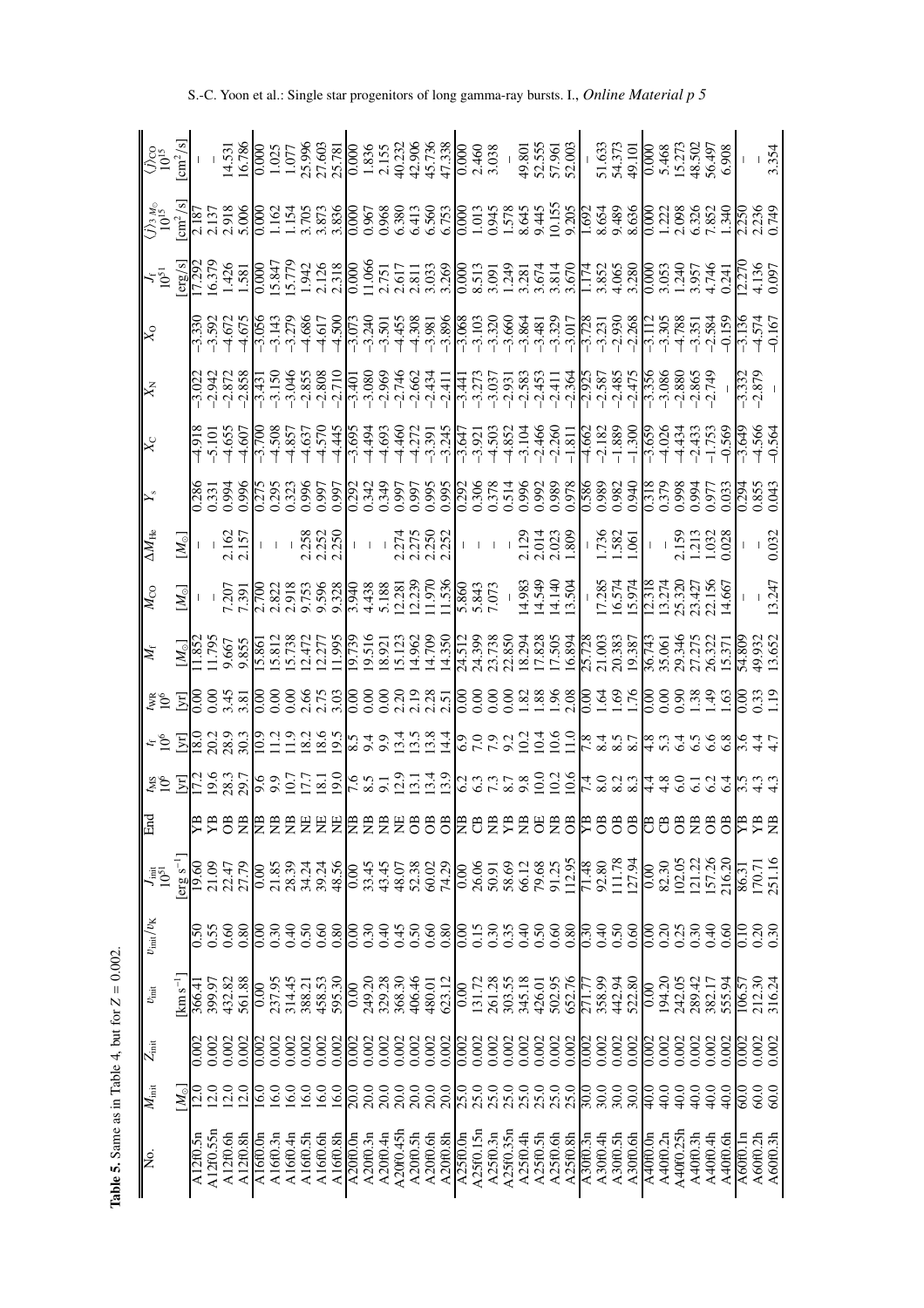**Table 5.** Same as in Table 4, but for $Z = 0.002$.

| No. | $M_{\rm init}$ | $Z_{\rm init}$ | $v_{\rm init}$ | $v_{\rm init}/v_{\rm K}$ | $J_{\rm init}$ $10^{51}$ | End | $t_{\rm MS}$ $10^6$ | $t_{\rm f}$ $10^6$ | $t_{\rm WR}$ $10^6$ | $M_{\rm f}$ | $M_{\rm CO}$ | $\Delta M_{\rm He}$ | $Y_{\rm s}$ | $X_{\rm C}$ | $X_{\rm N}$ | $X_{\rm O}$ | $J_{\rm f}$ $10^{51}$ | $\langle j \rangle_{3 M_\odot}$ $10^{15}$ | $\langle j \rangle_{\rm CO}$ $10^{15}$ |
|---|---|---|---|---|---|---|---|---|---|---|---|---|---|---|---|---|---|---|---|
| | $[M_\odot]$ | | $[{\rm km\,s^{-1}}]$ | | $[{\rm erg\,s^{-1}}]$ | | [yr] | [yr] | [yr] | $[M_\odot]$ | $[M_\odot]$ | $[M_\odot]$ | | | | | [erg/s] | [cm$^2$/s] | [cm$^2$/s] |
| A12f0.5n | 12.0 | 0.002 | 366.41 | 0.50 | 19.60 | YB | 17.2 | 18.0 | 0.00 | 11.852 | – | – | 0.286 | -4.918 | -3.022 | -3.330 | 17.292 | 2.187 | – |
| A12f0.55n | 12.0 | 0.002 | 399.97 | 0.55 | 21.09 | YB | 19.6 | 20.2 | 0.00 | 11.795 | – | – | 0.331 | -5.101 | -2.942 | -3.592 | 16.379 | 2.137 | – |
| A12f0.6h | 12.0 | 0.002 | 432.82 | 0.60 | 22.47 | OB | 28.3 | 28.9 | 3.45 | 9.667 | 7.207 | 2.162 | 0.994 | -4.655 | -2.872 | -4.672 | 1.426 | 2.918 | 14.531 |
| A12f0.8h | 12.0 | 0.002 | 561.88 | 0.80 | 27.79 | NB | 29.7 | 30.3 | 3.81 | 9.855 | 7.391 | 2.157 | 0.996 | -4.607 | -2.858 | -4.675 | 1.581 | 5.006 | 16.786 |
| A16f0.0n | 16.0 | 0.002 | 0.00 | 0.00 | 0.00 | NB | 9.6 | 10.9 | 0.00 | 15.861 | 2.700 | – | 0.275 | -3.700 | -3.431 | -3.056 | 0.000 | 0.000 | 0.000 |
| A16f0.3n | 16.0 | 0.002 | 237.95 | 0.30 | 21.85 | NB | 9.9 | 11.2 | 0.00 | 15.812 | 2.822 | – | 0.295 | -4.508 | -3.150 | -3.143 | 15.847 | 1.162 | 1.025 |
| A16f0.4n | 16.0 | 0.002 | 314.45 | 0.40 | 28.39 | NB | 10.7 | 11.9 | 0.00 | 15.738 | 2.918 | – | 0.323 | -4.857 | -3.046 | -3.279 | 15.779 | 1.154 | 1.077 |
| A16f0.5h | 16.0 | 0.002 | 388.21 | 0.50 | 34.24 | NE | 17.7 | 18.2 | 2.66 | 12.472 | 9.753 | 2.258 | 0.996 | -4.637 | -2.855 | -4.686 | 1.942 | 3.705 | 25.996 |
| A16f0.6h | 16.0 | 0.002 | 458.53 | 0.60 | 39.24 | NE | 18.1 | 18.6 | 2.75 | 12.277 | 9.596 | 2.252 | 0.997 | -4.570 | -2.808 | -4.617 | 2.126 | 3.873 | 27.603 |
| A16f0.8h | 16.0 | 0.002 | 595.30 | 0.80 | 48.56 | NE | 19.0 | 19.5 | 3.03 | 11.995 | 9.328 | 2.250 | 0.997 | -4.445 | -2.710 | -4.500 | 2.318 | 3.836 | 25.781 |
| A20f0.0n | 20.0 | 0.002 | 0.00 | 0.00 | 0.00 | NB | 7.6 | 8.5 | 0.00 | 19.739 | 3.940 | – | 0.292 | -3.695 | -3.401 | -3.073 | 0.000 | 0.000 | 0.000 |
| A20f0.3n | 20.0 | 0.002 | 249.20 | 0.30 | 33.45 | NB | 8.5 | 9.4 | 0.00 | 19.516 | 4.438 | – | 0.342 | -4.494 | -3.080 | -3.240 | 11.066 | 0.967 | 1.836 |
| A20f0.4n | 20.0 | 0.002 | 329.28 | 0.40 | 43.45 | NB | 9.1 | 9.9 | 0.00 | 18.921 | 5.188 | – | 0.349 | -4.693 | -2.969 | -3.501 | 2.751 | 0.968 | 2.155 |
| A20f0.45h | 20.0 | 0.002 | 368.30 | 0.45 | 48.07 | NE | 12.9 | 13.4 | 2.20 | 15.123 | 12.281 | 2.274 | 0.997 | -4.460 | -2.746 | -4.455 | 2.617 | 6.380 | 40.232 |
| A20f0.5h | 20.0 | 0.002 | 406.46 | 0.50 | 52.38 | OB | 13.1 | 13.5 | 2.19 | 14.962 | 12.239 | 2.275 | 0.997 | -4.272 | -2.662 | -4.308 | 2.811 | 6.413 | 42.906 |
| A20f0.6h | 20.0 | 0.002 | 480.01 | 0.60 | 60.02 | OB | 13.4 | 13.8 | 2.28 | 14.709 | 11.970 | 2.250 | 0.995 | -3.391 | -2.434 | -3.981 | 3.033 | 6.560 | 45.736 |
| A20f0.8h | 20.0 | 0.002 | 623.12 | 0.80 | 74.29 | OB | 13.9 | 14.4 | 2.51 | 14.350 | 11.536 | 2.252 | 0.995 | -3.245 | -2.411 | -3.896 | 3.269 | 6.753 | 47.338 |
| A25f0.0n | 25.0 | 0.002 | 0.00 | 0.00 | 0.00 | NB | 6.2 | 6.9 | 0.00 | 24.512 | 5.860 | – | 0.292 | -3.647 | -3.441 | -3.068 | 0.000 | 0.000 | 0.000 |
| A25f0.15n | 25.0 | 0.002 | 131.72 | 0.15 | 26.06 | CB | 6.3 | 7.0 | 0.00 | 24.399 | 5.843 | – | 0.306 | -3.921 | -3.273 | -3.103 | 8.513 | 1.013 | 2.460 |
| A25f0.3n | 25.0 | 0.002 | 261.28 | 0.30 | 50.91 | NB | 7.3 | 7.9 | 0.00 | 23.738 | 7.073 | – | 0.378 | -4.503 | -3.037 | -3.320 | 3.091 | 0.945 | 3.038 |
| A25f0.35n | 25.0 | 0.002 | 303.55 | 0.35 | 58.69 | YB | 8.7 | 9.2 | 0.00 | 22.850 | – | – | 0.514 | -4.852 | -2.931 | -3.660 | 1.249 | 1.578 | – |
| A25f0.4h | 25.0 | 0.002 | 345.18 | 0.40 | 66.12 | NB | 9.8 | 10.2 | 1.82 | 18.294 | 14.983 | 2.129 | 0.996 | -3.104 | -2.583 | -3.864 | 3.281 | 8.645 | 49.801 |
| A25f0.5h | 25.0 | 0.002 | 426.01 | 0.50 | 79.68 | OE | 10.0 | 10.4 | 1.88 | 17.828 | 14.549 | 2.014 | 0.992 | -2.466 | -2.453 | -3.481 | 3.674 | 9.445 | 52.555 |
| A25f0.6h | 25.0 | 0.002 | 502.95 | 0.60 | 91.25 | NB | 10.2 | 10.6 | 1.96 | 17.505 | 14.140 | 2.023 | 0.989 | -2.260 | -2.411 | -3.329 | 3.814 | 10.155 | 57.961 |
| A25f0.8h | 25.0 | 0.002 | 652.76 | 0.80 | 112.95 | OB | 10.6 | 11.0 | 2.08 | 16.894 | 13.504 | 1.809 | 0.978 | -1.811 | -2.364 | -3.017 | 3.670 | 9.205 | 52.003 |
| A30f0.3n | 30.0 | 0.002 | 271.77 | 0.30 | 71.48 | YB | 7.4 | 7.8 | 0.00 | 25.728 | – | – | 0.586 | -4.662 | -2.925 | -3.728 | 1.174 | 1.692 | – |
| A30f0.4h | 30.0 | 0.002 | 358.99 | 0.40 | 92.80 | OB | 8.0 | 8.4 | 1.64 | 21.003 | 17.285 | 1.736 | 0.989 | -2.182 | -2.587 | -3.231 | 3.852 | 8.654 | 51.633 |
| A30f0.5h | 30.0 | 0.002 | 442.94 | 0.50 | 111.78 | OB | 8.2 | 8.5 | 1.69 | 20.383 | 16.574 | 1.582 | 0.982 | -1.889 | -2.485 | -2.930 | 4.065 | 9.489 | 54.373 |
| A30f0.6h | 30.0 | 0.002 | 522.80 | 0.60 | 127.94 | OB | 8.3 | 8.7 | 1.76 | 19.387 | 15.974 | 1.061 | 0.940 | -1.300 | -2.475 | -2.268 | 3.280 | 8.636 | 49.101 |
| A40f0.0n | 40.0 | 0.002 | 0.00 | 0.00 | 0.00 | CB | 4.4 | 4.8 | 0.00 | 36.743 | 12.318 | – | 0.318 | -3.659 | -3.356 | -3.112 | 0.000 | 0.000 | 0.000 |
| A40f0.2n | 40.0 | 0.002 | 194.20 | 0.20 | 82.30 | CB | 4.8 | 5.3 | 0.00 | 35.061 | 13.274 | – | 0.379 | -4.026 | -3.086 | -3.305 | 3.053 | 1.222 | 5.468 |
| A40f0.25h | 40.0 | 0.002 | 242.05 | 0.25 | 102.05 | OB | 6.0 | 6.4 | 0.90 | 29.346 | 25.320 | 2.159 | 0.998 | -4.434 | -2.880 | -4.788 | 1.240 | 2.098 | 15.273 |
| A40f0.3h | 40.0 | 0.002 | 289.42 | 0.30 | 121.22 | NB | 6.1 | 6.5 | 1.38 | 27.275 | 23.427 | 1.213 | 0.994 | -2.433 | -2.865 | -3.351 | 3.957 | 6.326 | 48.502 |
| A40f0.4h | 40.0 | 0.002 | 382.17 | 0.40 | 157.26 | NB | 6.2 | 6.6 | 1.49 | 26.322 | 22.156 | 1.032 | 0.977 | -1.753 | -2.749 | -2.584 | 4.746 | 7.852 | 56.497 |
| A40f0.6h | 40.0 | 0.002 | 555.94 | 0.60 | 216.20 | OB | 6.4 | 6.8 | 1.63 | 15.371 | 14.667 | 0.028 | 0.033 | -0.569 | – | -0.159 | 0.241 | 1.340 | 6.908 |
| A60f0.1n | 60.0 | 0.002 | 106.57 | 0.10 | 86.31 | YB | 3.5 | 3.6 | 0.00 | 54.809 | – | – | 0.294 | -3.649 | -3.332 | -3.136 | 12.270 | 2.250 | – |
| A60f0.2h | 60.0 | 0.002 | 212.30 | 0.20 | 170.71 | YB | 4.3 | 4.4 | 0.33 | 49.932 | – | – | 0.855 | -4.566 | -2.879 | -4.574 | 4.136 | 2.236 | – |
| A60f0.3h | 60.0 | 0.002 | 316.24 | 0.30 | 251.16 | NB | 4.3 | 4.7 | 1.19 | 13.652 | 13.247 | 0.032 | 0.043 | -0.564 | – | -0.167 | 0.097 | 0.749 | 3.354 |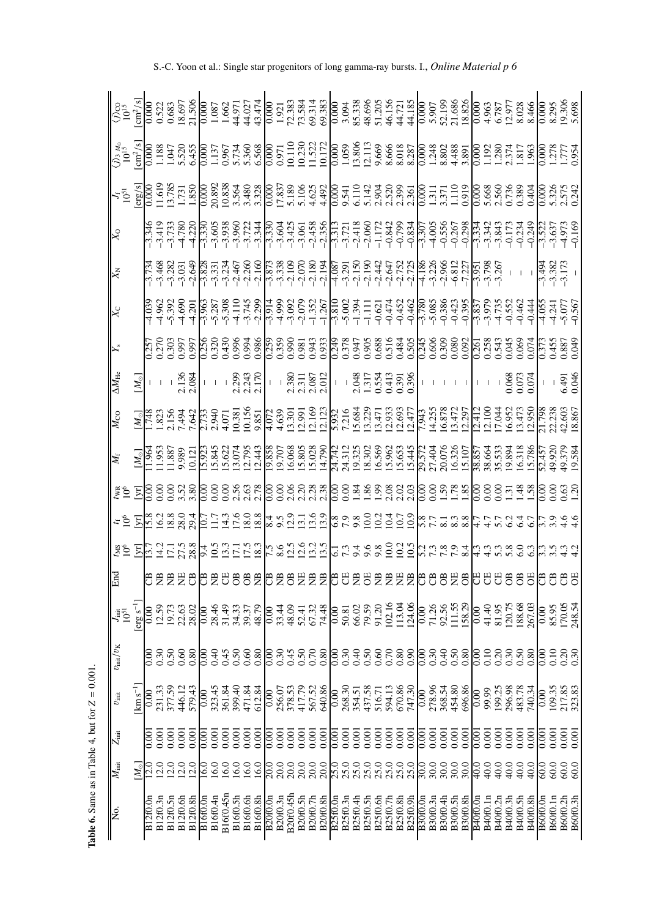**Table 6.** Same as in Table 4, but for $Z = 0.001$.

| No. | $M_{\rm init}$ | $Z_{\rm init}$ | $v_{\rm init}$ | $v_{\rm init}/v_{\rm K}$ | $J_{\rm init}$ $10^{51}$ | End | $t_{\rm MS}$ $10^6$ | $t_{\rm f}$ $10^6$ | $t_{\rm WR}$ $10^6$ | $M_{\rm f}$ | $M_{\rm CO}$ | $\Delta M_{\rm He}$ | $Y_{\rm s}$ | $X_{\rm C}$ | $X_{\rm N}$ | $X_{\rm O}$ | $J_{\rm f}$ $10^{51}$ | $\langle j \rangle_{3\,M_\odot}$ $10^{15}$ | $\langle j \rangle_{\rm CO}$ $10^{15}$ |
|---|---|---|---|---|---|---|---|---|---|---|---|---|---|---|---|---|---|---|---|
| | $[M_\odot]$ | | [km s$^{-1}$] | | [erg s$^{-1}$] | | [yr] | [yr] | [yr] | $[M_\odot]$ | $[M_\odot]$ | $[M_\odot]$ | | | | | [erg/s] | [cm$^2$/s] | [cm$^2$/s] |
| B12f0.0n | 12.0 | 0.001 | 0.00 | 0.00 | 0.00 | CB | 13.7 | 15.8 | 0.00 | 11.964 | 1.748 | – | 0.257 | -4.039 | -3.734 | -3.346 | 0.000 | 0.000 | 0.000 |
| B12f0.3n | 12.0 | 0.001 | 231.33 | 0.30 | 12.59 | NB | 14.2 | 16.2 | 0.00 | 11.953 | 1.823 | – | 0.270 | -4.962 | -3.468 | -3.419 | 11.619 | 1.188 | 0.522 |
| B12f0.5n | 12.0 | 0.001 | 377.59 | 0.50 | 19.73 | NB | 17.1 | 18.8 | 0.00 | 11.887 | 2.156 | – | 0.303 | -5.392 | -3.282 | -3.733 | 13.785 | 1.047 | 0.683 |
| B12f0.6h | 12.0 | 0.001 | 446.12 | 0.60 | 22.63 | NE | 27.5 | 28.0 | 3.52 | 9.989 | 7.494 | 2.136 | 0.997 | -4.690 | -3.031 | -4.780 | 1.731 | 5.520 | 18.697 |
| B12f0.8h | 12.0 | 0.001 | 579.43 | 0.80 | 28.02 | CB | 28.8 | 29.4 | 3.80 | 10.121 | 7.642 | 2.084 | 0.997 | -4.201 | -2.649 | -4.220 | 1.850 | 6.455 | 21.506 |
| B16f0.0n | 16.0 | 0.001 | 0.00 | 0.00 | 0.00 | CB | 9.4 | 10.7 | 0.00 | 15.923 | 2.733 | – | 0.256 | -3.963 | -3.828 | -3.330 | 0.000 | 0.000 | 0.000 |
| B16f0.4n | 16.0 | 0.001 | 323.45 | 0.40 | 28.46 | NB | 10.5 | 11.7 | 0.00 | 15.845 | 2.940 | – | 0.320 | -5.287 | -3.331 | -3.605 | 20.892 | 1.137 | 1.087 |
| B16f0.45n | 16.0 | 0.001 | 361.84 | 0.45 | 31.49 | CE | 13.1 | 14.3 | 0.00 | 15.622 | 4.071 | – | 0.430 | -5.308 | -3.234 | -3.938 | 10.838 | 0.967 | 1.662 |
| B16f0.5h | 16.0 | 0.001 | 399.40 | 0.50 | 34.33 | OB | 17.1 | 17.6 | 2.56 | 13.074 | 10.381 | 2.299 | 0.996 | -4.110 | -2.467 | -3.960 | 3.564 | 5.734 | 44.971 |
| B16f0.6h | 16.0 | 0.001 | 471.84 | 0.60 | 39.37 | OB | 17.5 | 18.0 | 2.63 | 12.795 | 10.156 | 2.243 | 0.994 | -3.745 | -2.260 | -3.722 | 3.480 | 5.360 | 44.027 |
| B16f0.8h | 16.0 | 0.001 | 612.84 | 0.80 | 48.79 | NB | 18.3 | 18.8 | 2.78 | 12.443 | 9.851 | 2.170 | 0.986 | -2.299 | -2.160 | -3.344 | 3.328 | 6.568 | 43.474 |
| B20f0.0n | 20.0 | 0.001 | 0.00 | 0.00 | 0.00 | CB | 7.5 | 8.4 | 0.00 | 19.858 | 4.072 | – | 0.259 | -3.914 | -3.873 | -3.330 | 0.000 | 0.000 | 0.000 |
| B20f0.3n | 20.0 | 0.001 | 256.07 | 0.30 | 33.44 | NB | 8.6 | 9.5 | 0.00 | 19.707 | 4.639 | – | 0.359 | -4.999 | -3.338 | -3.604 | 17.837 | 0.971 | 1.921 |
| B20f0.45h | 20.0 | 0.001 | 378.53 | 0.45 | 48.09 | OB | 12.5 | 12.9 | 2.06 | 16.068 | 13.301 | 2.380 | 0.990 | -3.092 | -2.109 | -3.425 | 5.189 | 10.110 | 72.383 |
| B20f0.5h | 20.0 | 0.001 | 417.79 | 0.50 | 52.41 | NE | 12.6 | 13.1 | 2.20 | 15.805 | 12.991 | 2.311 | 0.981 | -2.079 | -2.070 | -3.061 | 5.106 | 10.230 | 73.584 |
| B20f0.7h | 20.0 | 0.001 | 567.52 | 0.70 | 67.32 | NB | 13.2 | 13.6 | 2.28 | 15.028 | 12.169 | 2.087 | 0.943 | -1.352 | -2.180 | -2.458 | 4.625 | 11.522 | 69.314 |
| B20f0.8h | 20.0 | 0.001 | 640.86 | 0.80 | 74.48 | NB | 13.5 | 13.9 | 2.38 | 14.790 | 12.123 | 2.012 | 0.933 | -1.267 | -2.194 | -2.356 | 4.492 | 10.172 | 69.383 |
| B25f0.0n | 25.0 | 0.001 | 0.00 | 0.00 | 0.00 | CB | 6.1 | 6.8 | 0.00 | 24.742 | 5.932 | – | 0.249 | -3.810 | -4.087 | -3.313 | 0.000 | 0.000 | 0.000 |
| B25f0.3n | 25.0 | 0.001 | 268.30 | 0.30 | 50.81 | CE | 7.3 | 7.9 | 0.00 | 24.312 | 7.216 | – | 0.378 | -5.002 | -3.291 | -3.721 | 9.541 | 1.059 | 3.094 |
| B25f0.4h | 25.0 | 0.001 | 354.51 | 0.40 | 66.02 | NB | 9.4 | 9.8 | 1.84 | 19.325 | 15.684 | 2.048 | 0.947 | -1.394 | -2.150 | -2.418 | 6.110 | 13.806 | 85.338 |
| B25f0.5h | 25.0 | 0.001 | 437.58 | 0.50 | 79.59 | OE | 9.6 | 10.0 | 1.86 | 18.302 | 13.229 | 1.317 | 0.905 | -1.111 | -2.190 | -2.060 | 5.142 | 12.113 | 48.696 |
| B25f0.6h | 25.0 | 0.001 | 516.71 | 0.60 | 91.20 | NB | 9.8 | 10.2 | 1.99 | 16.569 | 13.471 | 0.554 | 0.688 | -0.621 | -2.442 | -1.172 | 2.904 | 9.669 | 51.205 |
| B25f0.7h | 25.0 | 0.001 | 594.13 | 0.70 | 102.16 | NB | 10.0 | 10.4 | 2.08 | 15.962 | 12.933 | 0.413 | 0.516 | -0.474 | -2.647 | -0.842 | 2.520 | 8.666 | 46.156 |
| B25f0.8h | 25.0 | 0.001 | 670.86 | 0.80 | 113.04 | NE | 10.2 | 10.7 | 2.02 | 15.653 | 12.693 | 0.391 | 0.484 | -0.452 | -2.752 | -0.799 | 2.399 | 8.018 | 44.721 |
| B25f0.9h | 25.0 | 0.001 | 747.30 | 0.90 | 124.06 | NB | 10.5 | 10.9 | 2.03 | 15.445 | 12.477 | 0.396 | 0.505 | -0.462 | -2.725 | -0.834 | 2.361 | 8.287 | 44.185 |
| B30f0.0n | 30.0 | 0.001 | 0.00 | 0.00 | 0.00 | CB | 5.2 | 5.8 | 0.00 | 29.572 | 7.943 | – | 0.245 | -3.780 | -4.186 | -3.307 | 0.000 | 0.000 | 0.000 |
| B30f0.3n | 30.0 | 0.001 | 278.96 | 0.30 | 71.26 | CB | 7.3 | 7.7 | 0.00 | 27.404 | 14.255 | – | 0.606 | -5.085 | -3.226 | -4.005 | 1.311 | 1.248 | 5.907 |
| B30f0.4h | 30.0 | 0.001 | 368.54 | 0.40 | 92.56 | OB | 7.8 | 8.1 | 1.59 | 20.076 | 16.878 | – | 0.309 | -0.386 | -2.966 | -0.556 | 3.371 | 8.802 | 52.199 |
| B30f0.5h | 30.0 | 0.001 | 454.80 | 0.50 | 111.55 | NE | 7.9 | 8.3 | 1.78 | 16.326 | 13.472 | – | 0.080 | -0.423 | -6.812 | -0.267 | 1.110 | 4.488 | 21.686 |
| B30f0.8h | 30.0 | 0.001 | 696.86 | 0.80 | 158.29 | OB | 8.4 | 8.8 | 1.85 | 15.107 | 12.297 | – | 0.092 | -0.395 | -7.227 | -0.298 | 0.919 | 3.891 | 18.826 |
| B40f0.0n | 40.0 | 0.001 | 0.00 | 0.00 | 0.00 | CE | 4.3 | 4.7 | 0.00 | 38.857 | 12.412 | – | 0.261 | -3.837 | -3.951 | -3.334 | 0.000 | 0.000 | 0.000 |
| B40f0.1n | 40.0 | 0.001 | 99.99 | 0.10 | 41.40 | CE | 4.3 | 4.7 | 0.00 | 38.664 | 12.100 | – | 0.258 | -3.979 | -3.798 | -3.342 | 5.668 | 1.192 | 4.963 |
| B40f0.2n | 40.0 | 0.001 | 199.25 | 0.20 | 81.95 | CE | 5.3 | 5.7 | 0.00 | 35.533 | 17.044 | – | 0.543 | -4.735 | -3.267 | -3.843 | 2.560 | 1.280 | 6.787 |
| B40f0.3h | 40.0 | 0.001 | 296.98 | 0.30 | 120.75 | OB | 5.8 | 6.2 | 1.31 | 19.894 | 16.952 | 0.068 | 0.045 | -0.552 | – | -0.173 | 0.736 | 2.374 | 12.977 |
| B40f0.5h | 40.0 | 0.001 | 483.78 | 0.50 | 188.68 | OB | 6.0 | 6.4 | 1.48 | 16.318 | 13.473 | 0.073 | 0.069 | -0.462 | – | -0.234 | 0.389 | 1.817 | 8.028 |
| B40f0.8h | 40.0 | 0.001 | 740.34 | 0.80 | 267.03 | OE | 6.3 | 6.7 | 1.58 | 15.786 | 12.950 | 0.074 | 0.074 | -0.444 | – | -0.249 | 0.404 | 1.963 | 8.466 |
| B60f0.0n | 60.0 | 0.001 | 0.00 | 0.00 | 0.00 | CB | 3.3 | 3.7 | 0.00 | 52.457 | 21.798 | – | 0.373 | -4.055 | -3.494 | -3.522 | 0.000 | 0.000 | 0.000 |
| B60f0.1n | 60.0 | 0.001 | 109.35 | 0.10 | 85.95 | CB | 3.5 | 3.9 | 0.00 | 49.920 | 22.238 | – | 0.455 | -4.241 | -3.382 | -3.637 | 5.326 | 1.278 | 8.295 |
| B60f0.2h | 60.0 | 0.001 | 217.85 | 0.20 | 170.05 | CB | 4.3 | 4.6 | 0.63 | 49.379 | 42.603 | 6.491 | 0.887 | -5.077 | -3.173 | -4.973 | 2.575 | 1.777 | 19.306 |
| B60f0.3h | 60.0 | 0.001 | 323.83 | 0.30 | 248.54 | OE | 4.2 | 4.6 | 1.20 | 19.584 | 18.867 | 0.046 | 0.049 | -0.567 | – | -0.169 | 0.242 | 0.954 | 5.698 |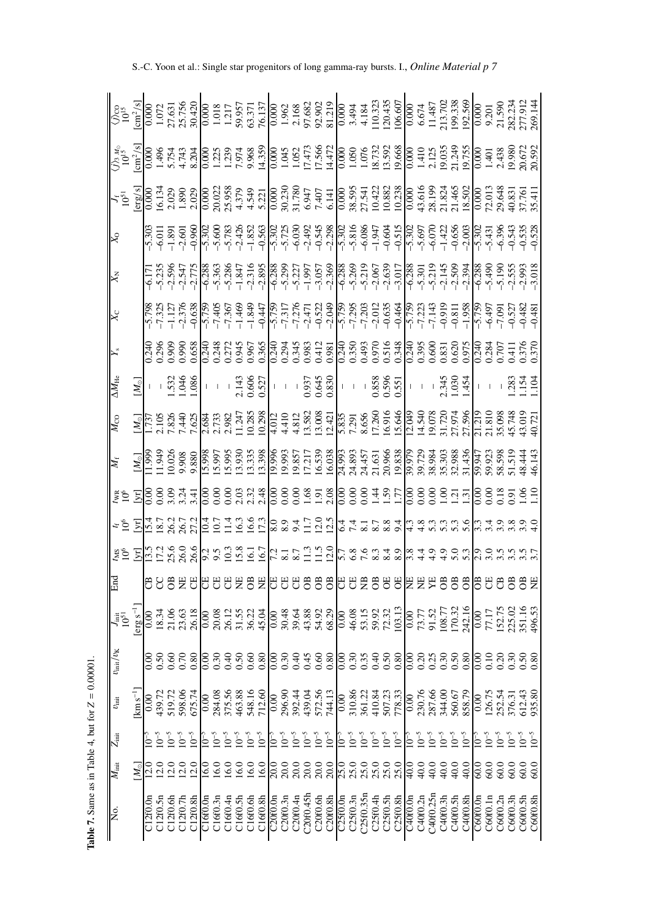**Table 7.** Same as in Table 4, but for Z = 0.00001.

| No. | $M_{\rm init}$ | $Z_{\rm init}$ | $v_{\rm init}$ | $v_{\rm init}/v_{\rm K}$ | $J_{\rm init}$ $10^{51}$ | End | $t_{\rm MS}$ $10^6$ | $t_{\rm f}$ $10^6$ | $t_{\rm WR}$ $10^6$ | $M_{\rm f}$ | $M_{\rm CO}$ | $\Delta M_{\rm He}$ | $Y_{\rm s}$ | $X_{\rm C}$ | $X_{\rm N}$ | $X_{\rm O}$ | $J_{\rm f}$ $10^{51}$ | $\langle j \rangle_{3\,M_\odot}$ $10^{15}$ | $\langle j \rangle_{\rm CO}$ $10^{15}$ |
|---|---|---|---|---|---|---|---|---|---|---|---|---|---|---|---|---|---|---|---|
| | $[M_\odot]$ | | $[{\rm km\,s^{-1}}]$ | | $[{\rm erg\,s^{-1}}]$ | | [yr] | [yr] | [yr] | $[M_\odot]$ | $[M_\odot]$ | $[M_\odot]$ | | | | | [erg/s] | $[{\rm cm^2/s}]$ | $[{\rm cm^2/s}]$ |
| C12f0.0n | 12.0 | $10^{-5}$ | 0.00 | 0.00 | 0.00 | CB | 13.5 | 15.4 | 0.00 | 11.999 | 1.737 | – | 0.240 | –5.798 | –6.171 | –5.303 | 0.000 | 0.000 | 0.000 |
| C12f0.5n | 12.0 | $10^{-5}$ | 439.72 | 0.50 | 18.34 | CC | 17.2 | 18.7 | 0.00 | 11.949 | 2.105 | – | 0.296 | –7.325 | –5.235 | –6.011 | 16.134 | 1.496 | 1.072 |
| C12f0.6h | 12.0 | $10^{-5}$ | 519.72 | 0.60 | 21.06 | OB | 25.6 | 26.2 | 3.09 | 10.026 | 7.826 | 1.532 | 0.909 | –1.127 | –2.596 | –1.891 | 2.029 | 5.754 | 27.631 |
| C12f0.7h | 12.0 | $10^{-5}$ | 598.06 | 0.70 | 23.63 | NE | 26.0 | 26.7 | 3.24 | 9.908 | 7.440 | 1.046 | 0.990 | –2.376 | –2.547 | –2.601 | 1.890 | 4.743 | 25.756 |
| C12f0.8h | 12.0 | $10^{-5}$ | 675.74 | 0.80 | 26.18 | CE | 26.6 | 27.2 | 3.41 | 9.880 | 7.625 | 1.086 | 0.658 | –0.638 | –2.775 | –0.960 | 2.029 | 8.204 | 30.420 |
| C16f0.0n | 16.0 | $10^{-5}$ | 0.00 | 0.00 | 0.00 | CE | 9.2 | 10.4 | 0.00 | 15.998 | 2.684 | – | 0.240 | –5.759 | –6.288 | –5.302 | 0.000 | 0.000 | 0.000 |
| C16f0.3n | 16.0 | $10^{-5}$ | 284.08 | 0.30 | 20.08 | CE | 9.5 | 10.7 | 0.00 | 15.997 | 2.733 | – | 0.248 | –7.405 | –5.363 | –5.600 | 20.022 | 1.225 | 1.018 |
| C16f0.4n | 16.0 | $10^{-5}$ | 375.56 | 0.40 | 26.12 | CE | 10.3 | 11.4 | 0.00 | 15.995 | 2.982 | – | 0.272 | –7.367 | –5.286 | –5.783 | 25.958 | 1.239 | 1.217 |
| C16f0.5h | 16.0 | $10^{-5}$ | 463.88 | 0.50 | 31.55 | NE | 15.8 | 16.3 | 2.03 | 13.930 | 11.247 | 2.143 | 0.945 | –1.469 | –1.847 | –2.426 | 4.379 | 7.974 | 59.957 |
| C16f0.6h | 16.0 | $10^{-5}$ | 548.16 | 0.60 | 36.22 | OB | 16.1 | 16.6 | 2.32 | 13.335 | 10.285 | 0.606 | 0.967 | –1.849 | –2.316 | –1.852 | 4.549 | 9.968 | 63.371 |
| C16f0.8h | 16.0 | $10^{-5}$ | 712.60 | 0.80 | 45.04 | NE | 16.7 | 17.3 | 2.48 | 13.398 | 10.298 | 0.527 | 0.365 | –0.447 | –2.895 | –0.563 | 5.221 | 14.359 | 76.137 |
| C20f0.0n | 20.0 | $10^{-5}$ | 0.00 | 0.00 | 0.00 | CE | 7.2 | 8.0 | 0.00 | 19.996 | 4.012 | – | 0.240 | –5.759 | –6.288 | –5.302 | 0.000 | 0.000 | 0.000 |
| C20f0.3n | 20.0 | $10^{-5}$ | 296.90 | 0.30 | 30.48 | CE | 8.1 | 8.9 | 0.00 | 19.993 | 4.410 | – | 0.294 | –7.317 | –5.299 | –5.725 | 30.230 | 1.045 | 1.962 |
| C20f0.4n | 20.0 | $10^{-5}$ | 392.44 | 0.40 | 39.64 | CE | 8.7 | 9.4 | 0.00 | 19.857 | 4.812 | – | 0.345 | –7.276 | –5.227 | –6.030 | 31.780 | 1.052 | 2.168 |
| C20f0.45h | 20.0 | $10^{-5}$ | 439.04 | 0.45 | 43.88 | OB | 11.3 | 11.7 | 1.68 | 17.217 | 13.582 | 0.937 | 0.983 | –2.471 | –1.997 | –2.492 | 6.947 | 17.473 | 97.682 |
| C20f0.6h | 20.0 | $10^{-5}$ | 572.56 | 0.60 | 54.92 | OB | 11.5 | 12.0 | 1.91 | 16.539 | 13.008 | 0.645 | 0.412 | –0.522 | –3.057 | –0.545 | 7.407 | 17.566 | 92.902 |
| C20f0.8h | 20.0 | $10^{-5}$ | 744.13 | 0.80 | 68.29 | OB | 12.0 | 12.5 | 2.08 | 16.038 | 12.421 | 0.830 | 0.981 | –2.049 | –2.369 | –2.298 | 6.141 | 14.472 | 81.219 |
| C25f0.0n | 25.0 | $10^{-5}$ | 0.00 | 0.00 | 0.00 | CE | 5.7 | 6.4 | 0.00 | 24.993 | 5.835 | – | 0.240 | –5.759 | –6.288 | –5.302 | 0.000 | 0.000 | 0.000 |
| C25f0.3n | 25.0 | $10^{-5}$ | 310.86 | 0.30 | 46.08 | CE | 6.8 | 7.4 | 0.00 | 24.893 | 7.291 | – | 0.350 | –7.295 | –5.269 | –5.816 | 38.595 | 1.050 | 3.494 |
| C25f0.35n | 25.0 | $10^{-5}$ | 361.22 | 0.35 | 53.15 | NB | 7.6 | 8.1 | 0.00 | 24.457 | 8.656 | – | 0.493 | –7.203 | –5.219 | –6.086 | 27.541 | 1.076 | 4.184 |
| C25f0.4h | 25.0 | $10^{-5}$ | 410.84 | 0.40 | 59.92 | OB | 8.3 | 8.7 | 1.44 | 21.631 | 17.260 | 0.858 | 0.970 | –2.012 | –2.067 | –1.947 | 10.422 | 18.732 | 110.323 |
| C25f0.5h | 25.0 | $10^{-5}$ | 507.23 | 0.50 | 72.32 | OE | 8.4 | 8.8 | 1.59 | 20.966 | 16.916 | 0.596 | 0.516 | –0.635 | –2.639 | –0.604 | 10.882 | 13.592 | 120.435 |
| C25f0.8h | 25.0 | $10^{-5}$ | 778.33 | 0.80 | 103.13 | OE | 8.9 | 9.4 | 1.77 | 19.838 | 15.646 | 0.551 | 0.348 | –0.464 | –3.017 | –0.515 | 10.238 | 19.668 | 106.607 |
| C40f0.0n | 40.0 | $10^{-5}$ | 0.00 | 0.00 | 0.00 | NE | 3.8 | 4.3 | 0.00 | 39.979 | 12.049 | – | 0.240 | –5.759 | –6.288 | –5.302 | 0.000 | 0.000 | 0.000 |
| C40f0.2n | 40.0 | $10^{-5}$ | 230.76 | 0.20 | 73.77 | NE | 4.4 | 4.8 | 0.00 | 39.729 | 14.540 | – | 0.395 | –7.223 | –5.301 | –5.697 | 43.616 | 1.410 | 6.674 |
| C40f0.25n | 40.0 | $10^{-5}$ | 287.66 | 0.25 | 91.52 | YE | 4.9 | 5.3 | 0.00 | 38.984 | 19.078 | – | 0.600 | –7.143 | –5.219 | –6.070 | 28.199 | 2.125 | 11.487 |
| C40f0.3h | 40.0 | $10^{-5}$ | 344.00 | 0.30 | 108.77 | OB | 4.9 | 5.3 | 1.00 | 35.303 | 31.720 | 2.345 | 0.831 | –0.919 | –2.145 | –1.422 | 21.824 | 19.035 | 213.702 |
| C40f0.5h | 40.0 | $10^{-5}$ | 560.67 | 0.50 | 170.32 | OB | 5.0 | 5.3 | 1.21 | 32.988 | 27.974 | 1.030 | 0.620 | –0.811 | –2.509 | –0.656 | 21.465 | 21.249 | 199.338 |
| C40f0.8h | 40.0 | $10^{-5}$ | 858.79 | 0.80 | 242.16 | OB | 5.3 | 5.6 | 1.31 | 31.436 | 27.596 | 1.454 | 0.975 | –1.958 | –2.394 | –2.003 | 18.502 | 19.755 | 192.569 |
| C60f0.0n | 60.0 | $10^{-5}$ | 0.00 | 0.00 | 0.00 | OB | 2.9 | 3.3 | 0.00 | 59.947 | 21.219 | – | 0.240 | –5.759 | –6.288 | –5.302 | 0.000 | 0.000 | 0.000 |
| C60f0.1n | 60.0 | $10^{-5}$ | 126.75 | 0.10 | 77.17 | CE | 3.0 | 3.4 | 0.00 | 59.923 | 21.810 | – | 0.284 | –6.497 | –5.490 | –5.431 | 72.013 | 1.401 | 9.201 |
| C60f0.2n | 60.0 | $10^{-5}$ | 252.54 | 0.20 | 152.75 | CB | 3.5 | 3.9 | 0.18 | 58.598 | 35.098 | – | 0.707 | –7.091 | –5.190 | –6.396 | 29.648 | 2.438 | 21.590 |
| C60f0.3h | 60.0 | $10^{-5}$ | 376.31 | 0.30 | 225.02 | OB | 3.5 | 3.8 | 0.91 | 51.519 | 45.748 | 1.283 | 0.411 | –0.527 | –2.555 | –0.543 | 40.831 | 19.980 | 282.234 |
| C60f0.5h | 60.0 | $10^{-5}$ | 612.43 | 0.50 | 351.16 | OB | 3.5 | 3.9 | 1.06 | 48.444 | 43.019 | 1.154 | 0.376 | –0.482 | –2.993 | –0.535 | 37.761 | 20.672 | 277.912 |
| C60f0.8h | 60.0 | $10^{-5}$ | 935.80 | 0.80 | 496.53 | NE | 3.7 | 4.0 | 1.10 | 46.143 | 40.721 | 1.104 | 0.370 | –0.481 | –3.018 | –0.528 | 35.411 | 20.592 | 269.144 |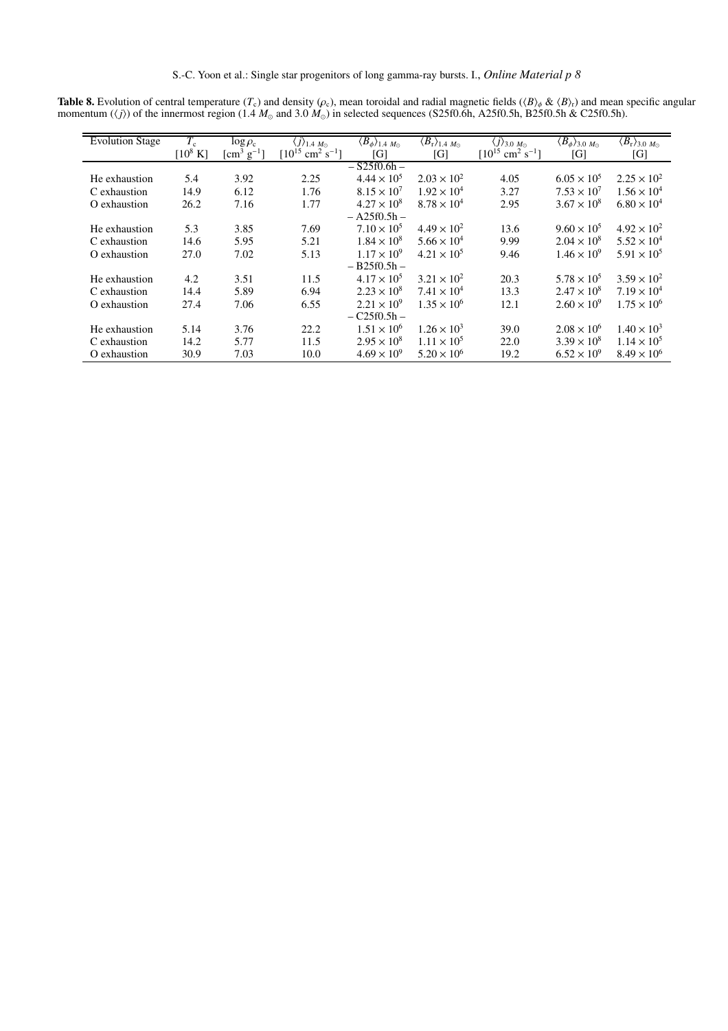**Table 8.** Evolution of central temperature ($T_c$) and density ($\rho_c$), mean toroidal and radial magnetic fields ($\langle B \rangle_\phi$ & $\langle B \rangle_r$) and mean specific angular momentum ($\langle j \rangle$) of the innermost region (1.4 $M_\odot$ and 3.0 $M_\odot$) in selected sequences (S25f0.6h, A25f0.5h, B25f0.5h & C25f0.5h).

| Evolution Stage | $T_c$ [$10^8$ K] | $\log \rho_c$ [$\mathrm{cm^3\ g^{-1}}$] | $\langle j \rangle_{1.4\ M_\odot}$ [$10^{15}\ \mathrm{cm^2\ s^{-1}}$] | $\langle B_\phi \rangle_{1.4\ M_\odot}$ [G] | $\langle B_r \rangle_{1.4\ M_\odot}$ [G] | $\langle j \rangle_{3.0\ M_\odot}$ [$10^{15}\ \mathrm{cm^2\ s^{-1}}$] | $\langle B_\phi \rangle_{3.0\ M_\odot}$ [G] | $\langle B_r \rangle_{3.0\ M_\odot}$ [G] |
|---|---|---|---|---|---|---|---|---|
| | | | | – S25f0.6h – | | | | |
| He exhaustion | 5.4 | 3.92 | 2.25 | $4.44 \times 10^5$ | $2.03 \times 10^2$ | 4.05 | $6.05 \times 10^5$ | $2.25 \times 10^2$ |
| C exhaustion | 14.9 | 6.12 | 1.76 | $8.15 \times 10^7$ | $1.92 \times 10^4$ | 3.27 | $7.53 \times 10^7$ | $1.56 \times 10^4$ |
| O exhaustion | 26.2 | 7.16 | 1.77 | $4.27 \times 10^8$ | $8.78 \times 10^4$ | 2.95 | $3.67 \times 10^8$ | $6.80 \times 10^4$ |
| | | | | – A25f0.5h – | | | | |
| He exhaustion | 5.3 | 3.85 | 7.69 | $7.10 \times 10^5$ | $4.49 \times 10^2$ | 13.6 | $9.60 \times 10^5$ | $4.92 \times 10^2$ |
| C exhaustion | 14.6 | 5.95 | 5.21 | $1.84 \times 10^8$ | $5.66 \times 10^4$ | 9.99 | $2.04 \times 10^8$ | $5.52 \times 10^4$ |
| O exhaustion | 27.0 | 7.02 | 5.13 | $1.17 \times 10^9$ | $4.21 \times 10^5$ | 9.46 | $1.46 \times 10^9$ | $5.91 \times 10^5$ |
| | | | | – B25f0.5h – | | | | |
| He exhaustion | 4.2 | 3.51 | 11.5 | $4.17 \times 10^5$ | $3.21 \times 10^2$ | 20.3 | $5.78 \times 10^5$ | $3.59 \times 10^2$ |
| C exhaustion | 14.4 | 5.89 | 6.94 | $2.23 \times 10^8$ | $7.41 \times 10^4$ | 13.3 | $2.47 \times 10^8$ | $7.19 \times 10^4$ |
| O exhaustion | 27.4 | 7.06 | 6.55 | $2.21 \times 10^9$ | $1.35 \times 10^6$ | 12.1 | $2.60 \times 10^9$ | $1.75 \times 10^6$ |
| | | | | – C25f0.5h – | | | | |
| He exhaustion | 5.14 | 3.76 | 22.2 | $1.51 \times 10^6$ | $1.26 \times 10^3$ | 39.0 | $2.08 \times 10^6$ | $1.40 \times 10^3$ |
| C exhaustion | 14.2 | 5.77 | 11.5 | $2.95 \times 10^8$ | $1.11 \times 10^5$ | 22.0 | $3.39 \times 10^8$ | $1.14 \times 10^5$ |
| O exhaustion | 30.9 | 7.03 | 10.0 | $4.69 \times 10^9$ | $5.20 \times 10^6$ | 19.2 | $6.52 \times 10^9$ | $8.49 \times 10^6$ |